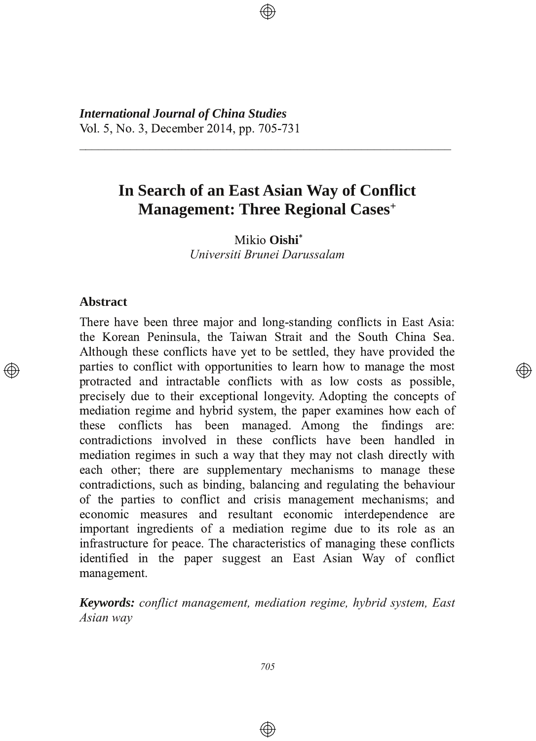# In Search of an East Asian Way of Conflict Management: Three Regional Cases[+]

Mikio **Oishi**[*]
*Universiti Brunei Darussalam*

## Abstract

There have been three major and long-standing conflicts in East Asia: the Korean Peninsula, the Taiwan Strait and the South China Sea. Although these conflicts have yet to be settled, they have provided the parties to conflict with opportunities to learn how to manage the most protracted and intractable conflicts with as low costs as possible, precisely due to their exceptional longevity. Adopting the concepts of mediation regime and hybrid system, the paper examines how each of these conflicts has been managed. Among the findings are: contradictions involved in these conflicts have been handled in mediation regimes in such a way that they may not clash directly with each other; there are supplementary mechanisms to manage these contradictions, such as binding, balancing and regulating the behaviour of the parties to conflict and crisis management mechanisms; and economic measures and resultant economic interdependence are important ingredients of a mediation regime due to its role as an infrastructure for peace. The characteristics of managing these conflicts identified in the paper suggest an East Asian Way of conflict management.

***Keywords:*** *conflict management, mediation regime, hybrid system, East Asian way*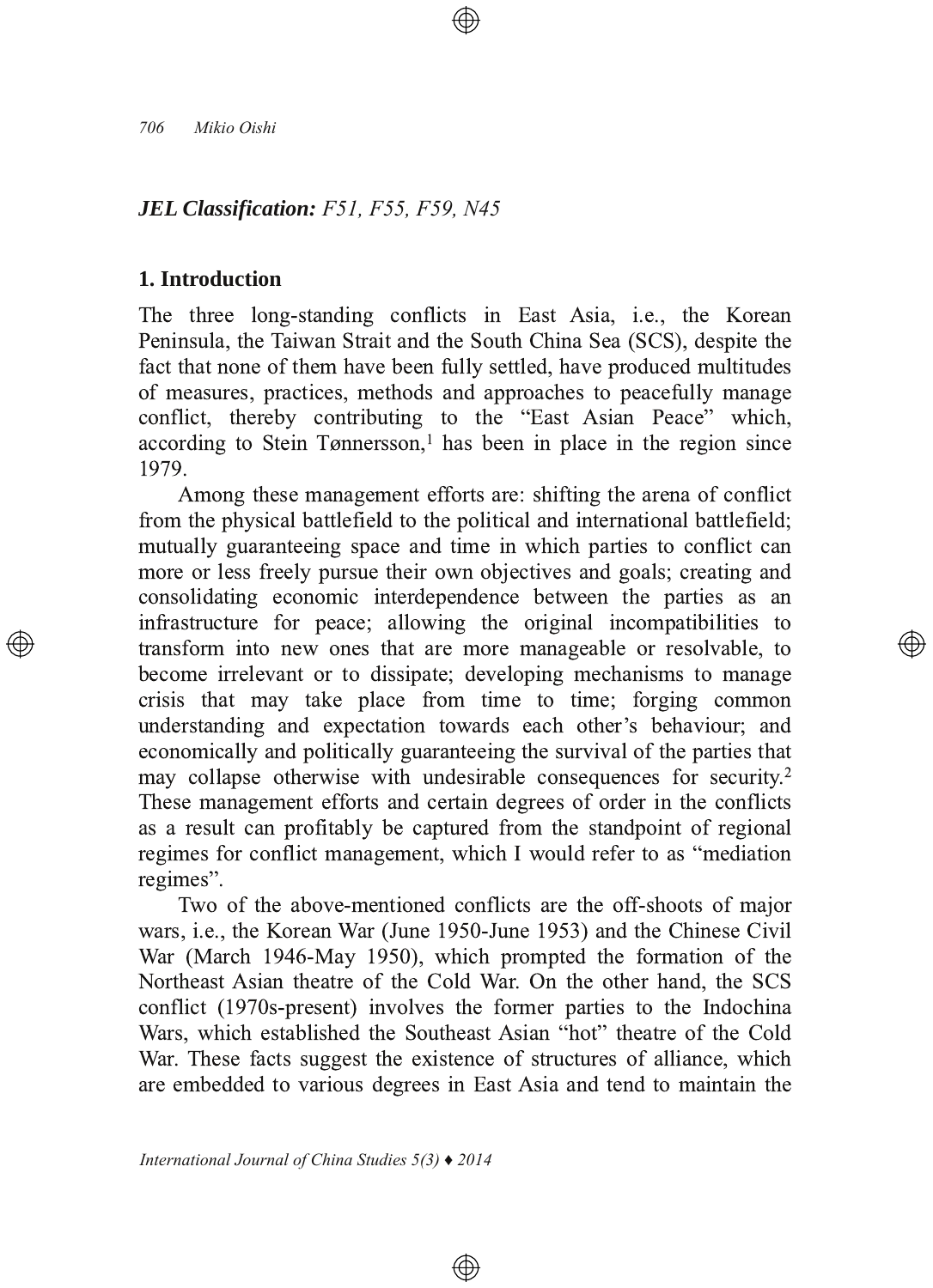***JEL Classification:*** *F51, F55, F59, N45*

## 1. Introduction

The three long-standing conflicts in East Asia, i.e., the Korean Peninsula, the Taiwan Strait and the South China Sea (SCS), despite the fact that none of them have been fully settled, have produced multitudes of measures, practices, methods and approaches to peacefully manage conflict, thereby contributing to the "East Asian Peace" which, according to Stein Tønnersson,[1] has been in place in the region since 1979.

Among these management efforts are: shifting the arena of conflict from the physical battlefield to the political and international battlefield; mutually guaranteeing space and time in which parties to conflict can more or less freely pursue their own objectives and goals; creating and consolidating economic interdependence between the parties as an infrastructure for peace; allowing the original incompatibilities to transform into new ones that are more manageable or resolvable, to become irrelevant or to dissipate; developing mechanisms to manage crisis that may take place from time to time; forging common understanding and expectation towards each other's behaviour; and economically and politically guaranteeing the survival of the parties that may collapse otherwise with undesirable consequences for security.[2] These management efforts and certain degrees of order in the conflicts as a result can profitably be captured from the standpoint of regional regimes for conflict management, which I would refer to as "mediation regimes".

Two of the above-mentioned conflicts are the off-shoots of major wars, i.e., the Korean War (June 1950-June 1953) and the Chinese Civil War (March 1946-May 1950), which prompted the formation of the Northeast Asian theatre of the Cold War. On the other hand, the SCS conflict (1970s-present) involves the former parties to the Indochina Wars, which established the Southeast Asian "hot" theatre of the Cold War. These facts suggest the existence of structures of alliance, which are embedded to various degrees in East Asia and tend to maintain the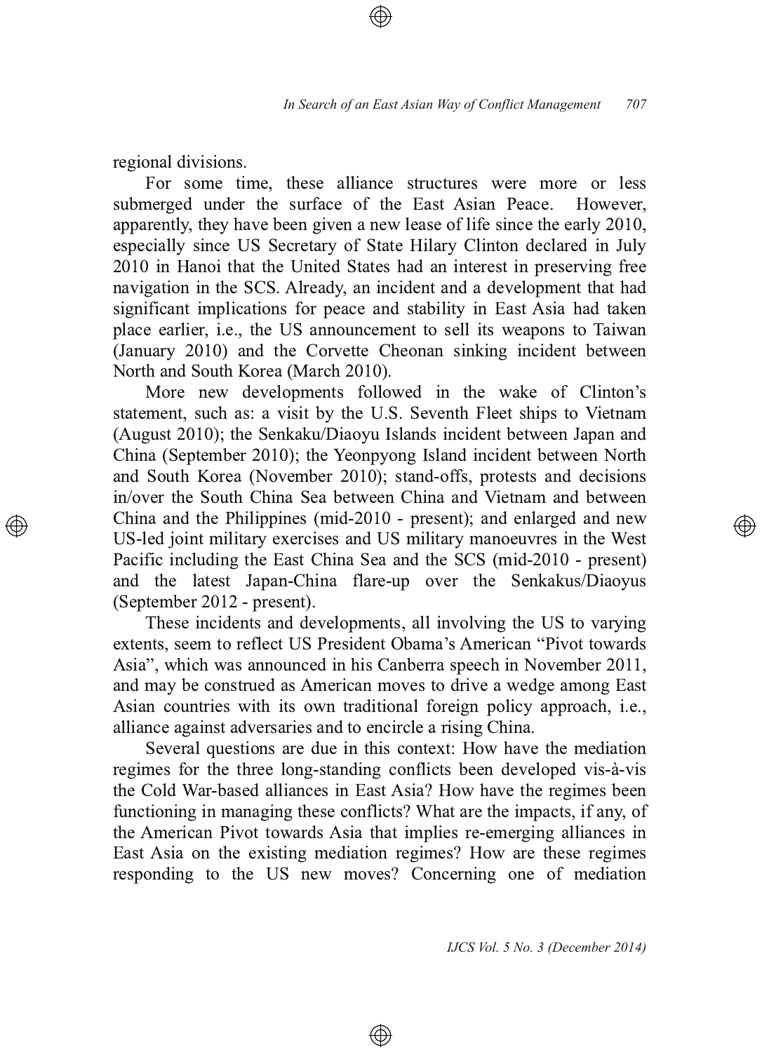regional divisions.

For some time, these alliance structures were more or less submerged under the surface of the East Asian Peace. However, apparently, they have been given a new lease of life since the early 2010, especially since US Secretary of State Hilary Clinton declared in July 2010 in Hanoi that the United States had an interest in preserving free navigation in the SCS. Already, an incident and a development that had significant implications for peace and stability in East Asia had taken place earlier, i.e., the US announcement to sell its weapons to Taiwan (January 2010) and the Corvette Cheonan sinking incident between North and South Korea (March 2010).

More new developments followed in the wake of Clinton's statement, such as: a visit by the U.S. Seventh Fleet ships to Vietnam (August 2010); the Senkaku/Diaoyu Islands incident between Japan and China (September 2010); the Yeonpyong Island incident between North and South Korea (November 2010); stand-offs, protests and decisions in/over the South China Sea between China and Vietnam and between China and the Philippines (mid-2010 - present); and enlarged and new US-led joint military exercises and US military manoeuvres in the West Pacific including the East China Sea and the SCS (mid-2010 - present) and the latest Japan-China flare-up over the Senkakus/Diaoyus (September 2012 - present).

These incidents and developments, all involving the US to varying extents, seem to reflect US President Obama's American "Pivot towards Asia", which was announced in his Canberra speech in November 2011, and may be construed as American moves to drive a wedge among East Asian countries with its own traditional foreign policy approach, i.e., alliance against adversaries and to encircle a rising China.

Several questions are due in this context: How have the mediation regimes for the three long-standing conflicts been developed vis-à-vis the Cold War-based alliances in East Asia? How have the regimes been functioning in managing these conflicts? What are the impacts, if any, of the American Pivot towards Asia that implies re-emerging alliances in East Asia on the existing mediation regimes? How are these regimes responding to the US new moves? Concerning one of mediation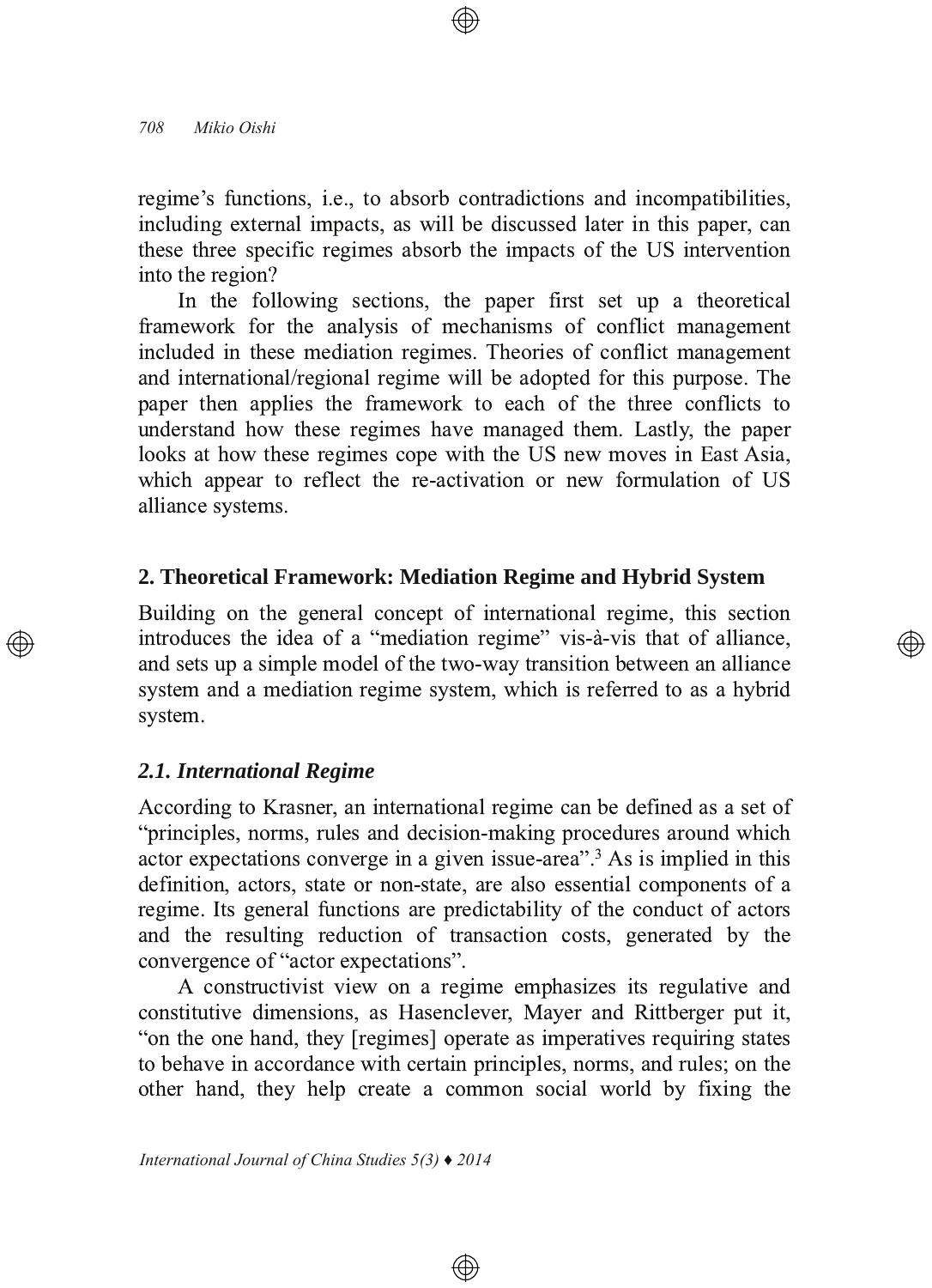regime's functions, i.e., to absorb contradictions and incompatibilities, including external impacts, as will be discussed later in this paper, can these three specific regimes absorb the impacts of the US intervention into the region?

In the following sections, the paper first set up a theoretical framework for the analysis of mechanisms of conflict management included in these mediation regimes. Theories of conflict management and international/regional regime will be adopted for this purpose. The paper then applies the framework to each of the three conflicts to understand how these regimes have managed them. Lastly, the paper looks at how these regimes cope with the US new moves in East Asia, which appear to reflect the re-activation or new formulation of US alliance systems.

## 2. Theoretical Framework: Mediation Regime and Hybrid System

Building on the general concept of international regime, this section introduces the idea of a "mediation regime" vis-à-vis that of alliance, and sets up a simple model of the two-way transition between an alliance system and a mediation regime system, which is referred to as a hybrid system.

### *2.1. International Regime*

According to Krasner, an international regime can be defined as a set of "principles, norms, rules and decision-making procedures around which actor expectations converge in a given issue-area".[3] As is implied in this definition, actors, state or non-state, are also essential components of a regime. Its general functions are predictability of the conduct of actors and the resulting reduction of transaction costs, generated by the convergence of "actor expectations".

A constructivist view on a regime emphasizes its regulative and constitutive dimensions, as Hasenclever, Mayer and Rittberger put it, "on the one hand, they [regimes] operate as imperatives requiring states to behave in accordance with certain principles, norms, and rules; on the other hand, they help create a common social world by fixing the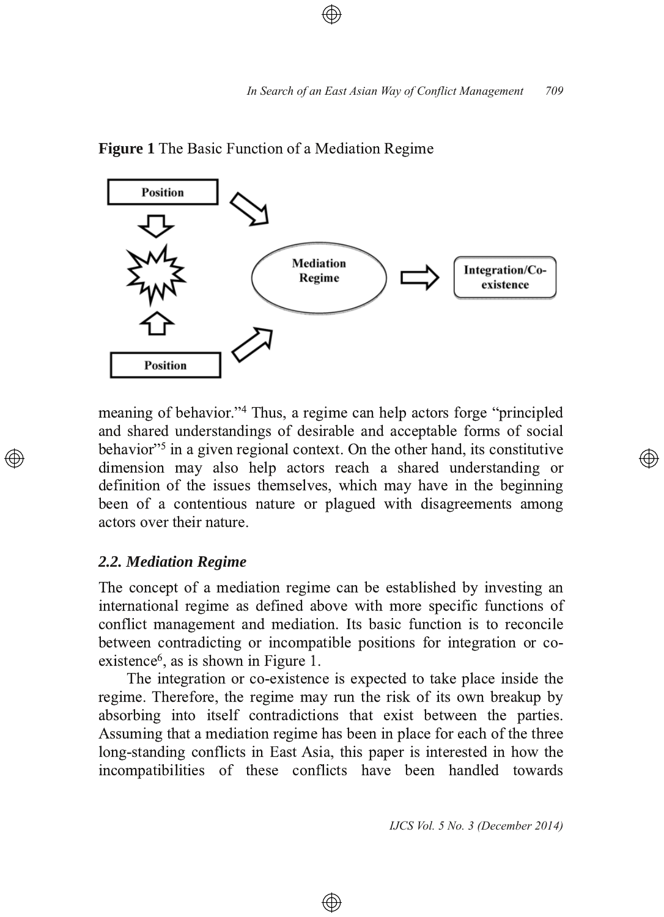**Figure 1** The Basic Function of a Mediation Regime

meaning of behavior."[4] Thus, a regime can help actors forge "principled and shared understandings of desirable and acceptable forms of social behavior"[5] in a given regional context. On the other hand, its constitutive dimension may also help actors reach a shared understanding or definition of the issues themselves, which may have in the beginning been of a contentious nature or plagued with disagreements among actors over their nature.

### *2.2. Mediation Regime*

The concept of a mediation regime can be established by investing an international regime as defined above with more specific functions of conflict management and mediation. Its basic function is to reconcile between contradicting or incompatible positions for integration or co-existence[6], as is shown in Figure 1.

The integration or co-existence is expected to take place inside the regime. Therefore, the regime may run the risk of its own breakup by absorbing into itself contradictions that exist between the parties. Assuming that a mediation regime has been in place for each of the three long-standing conflicts in East Asia, this paper is interested in how the incompatibilities of these conflicts have been handled towards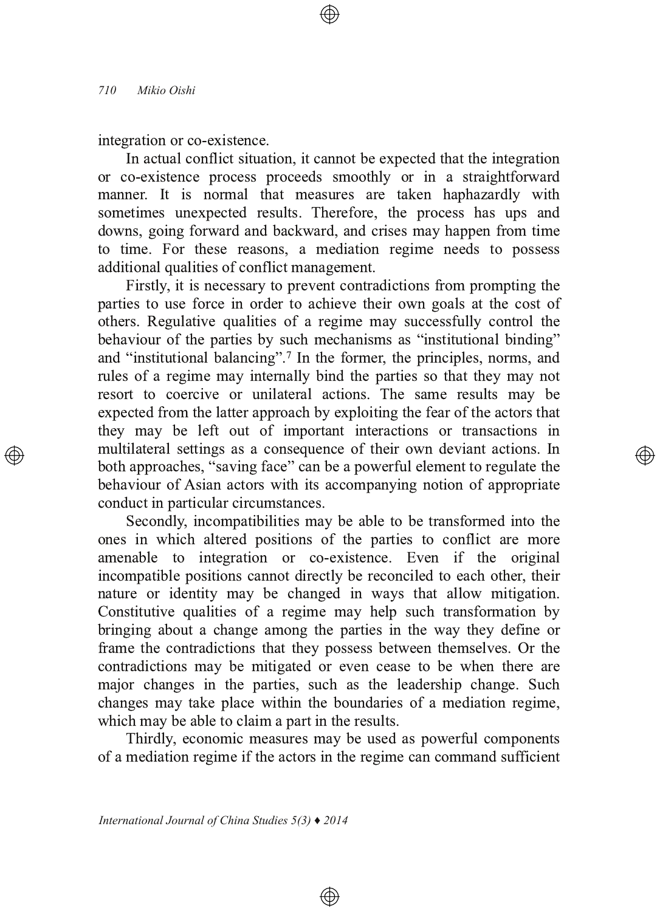integration or co-existence.

In actual conflict situation, it cannot be expected that the integration or co-existence process proceeds smoothly or in a straightforward manner. It is normal that measures are taken haphazardly with sometimes unexpected results. Therefore, the process has ups and downs, going forward and backward, and crises may happen from time to time. For these reasons, a mediation regime needs to possess additional qualities of conflict management.

Firstly, it is necessary to prevent contradictions from prompting the parties to use force in order to achieve their own goals at the cost of others. Regulative qualities of a regime may successfully control the behaviour of the parties by such mechanisms as "institutional binding" and "institutional balancing".[7] In the former, the principles, norms, and rules of a regime may internally bind the parties so that they may not resort to coercive or unilateral actions. The same results may be expected from the latter approach by exploiting the fear of the actors that they may be left out of important interactions or transactions in multilateral settings as a consequence of their own deviant actions. In both approaches, "saving face" can be a powerful element to regulate the behaviour of Asian actors with its accompanying notion of appropriate conduct in particular circumstances.

Secondly, incompatibilities may be able to be transformed into the ones in which altered positions of the parties to conflict are more amenable to integration or co-existence. Even if the original incompatible positions cannot directly be reconciled to each other, their nature or identity may be changed in ways that allow mitigation. Constitutive qualities of a regime may help such transformation by bringing about a change among the parties in the way they define or frame the contradictions that they possess between themselves. Or the contradictions may be mitigated or even cease to be when there are major changes in the parties, such as the leadership change. Such changes may take place within the boundaries of a mediation regime, which may be able to claim a part in the results.

Thirdly, economic measures may be used as powerful components of a mediation regime if the actors in the regime can command sufficient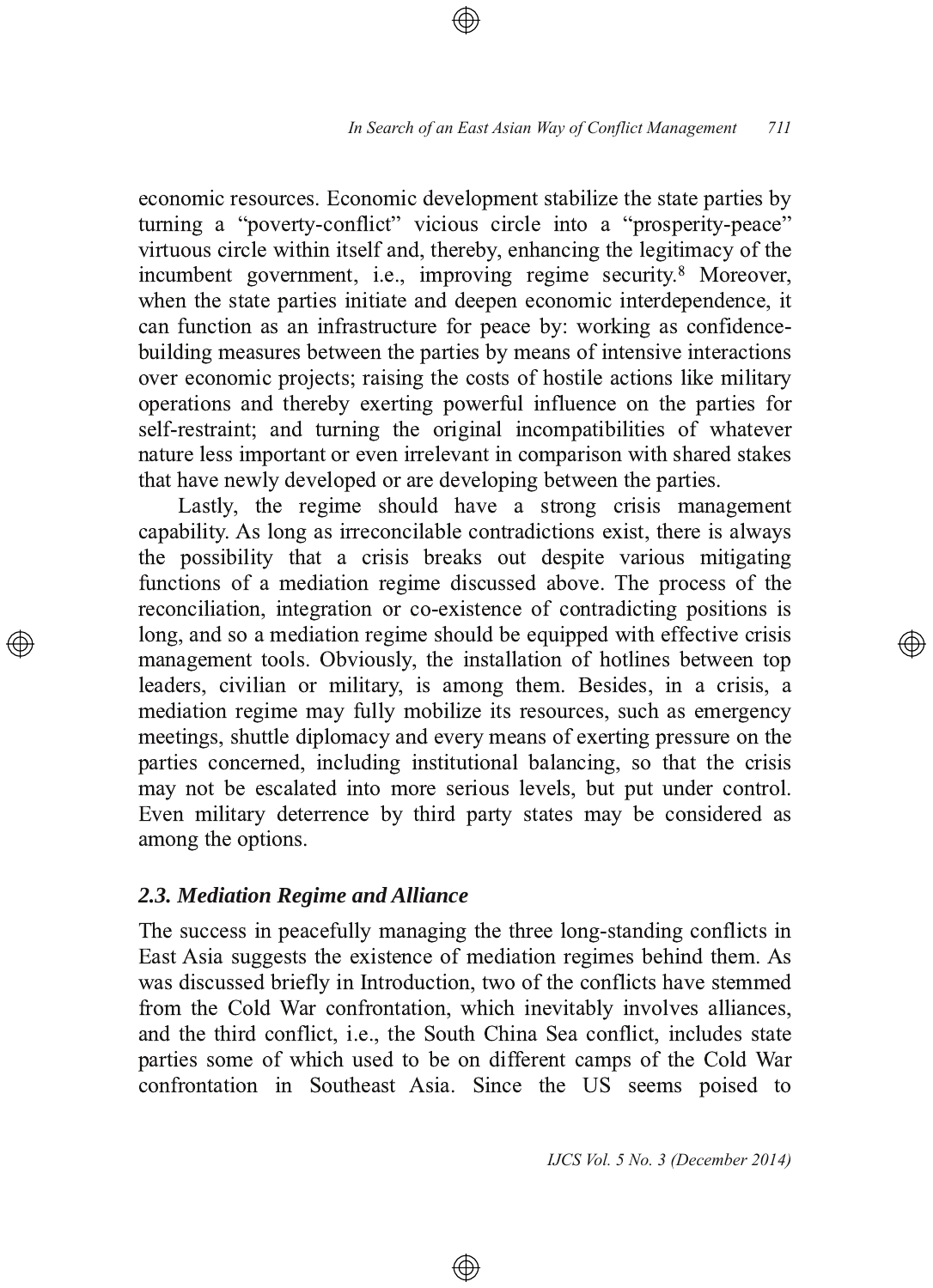economic resources. Economic development stabilize the state parties by turning a "poverty-conflict" vicious circle into a "prosperity-peace" virtuous circle within itself and, thereby, enhancing the legitimacy of the incumbent government, i.e., improving regime security.[8] Moreover, when the state parties initiate and deepen economic interdependence, it can function as an infrastructure for peace by: working as confidence-building measures between the parties by means of intensive interactions over economic projects; raising the costs of hostile actions like military operations and thereby exerting powerful influence on the parties for self-restraint; and turning the original incompatibilities of whatever nature less important or even irrelevant in comparison with shared stakes that have newly developed or are developing between the parties.

Lastly, the regime should have a strong crisis management capability. As long as irreconcilable contradictions exist, there is always the possibility that a crisis breaks out despite various mitigating functions of a mediation regime discussed above. The process of the reconciliation, integration or co-existence of contradicting positions is long, and so a mediation regime should be equipped with effective crisis management tools. Obviously, the installation of hotlines between top leaders, civilian or military, is among them. Besides, in a crisis, a mediation regime may fully mobilize its resources, such as emergency meetings, shuttle diplomacy and every means of exerting pressure on the parties concerned, including institutional balancing, so that the crisis may not be escalated into more serious levels, but put under control. Even military deterrence by third party states may be considered as among the options.

### *2.3. Mediation Regime and Alliance*

The success in peacefully managing the three long-standing conflicts in East Asia suggests the existence of mediation regimes behind them. As was discussed briefly in Introduction, two of the conflicts have stemmed from the Cold War confrontation, which inevitably involves alliances, and the third conflict, i.e., the South China Sea conflict, includes state parties some of which used to be on different camps of the Cold War confrontation in Southeast Asia. Since the US seems poised to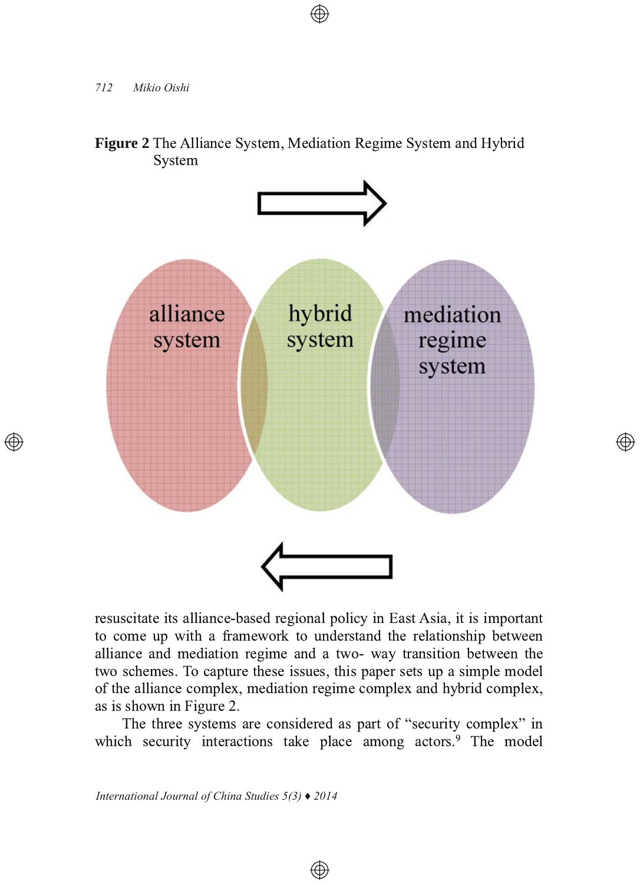**Figure 2** The Alliance System, Mediation Regime System and Hybrid System

resuscitate its alliance-based regional policy in East Asia, it is important to come up with a framework to understand the relationship between alliance and mediation regime and a two- way transition between the two schemes. To capture these issues, this paper sets up a simple model of the alliance complex, mediation regime complex and hybrid complex, as is shown in Figure 2.

The three systems are considered as part of "security complex" in which security interactions take place among actors.[9] The model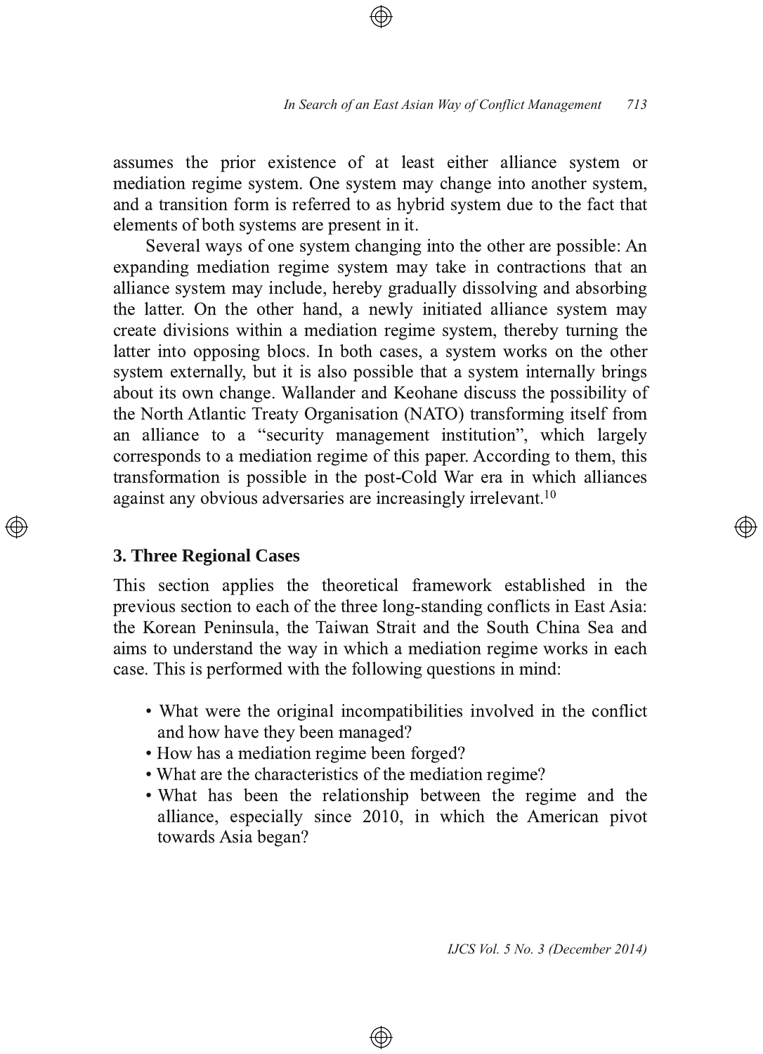assumes the prior existence of at least either alliance system or mediation regime system. One system may change into another system, and a transition form is referred to as hybrid system due to the fact that elements of both systems are present in it.

Several ways of one system changing into the other are possible: An expanding mediation regime system may take in contractions that an alliance system may include, hereby gradually dissolving and absorbing the latter. On the other hand, a newly initiated alliance system may create divisions within a mediation regime system, thereby turning the latter into opposing blocs. In both cases, a system works on the other system externally, but it is also possible that a system internally brings about its own change. Wallander and Keohane discuss the possibility of the North Atlantic Treaty Organisation (NATO) transforming itself from an alliance to a "security management institution", which largely corresponds to a mediation regime of this paper. According to them, this transformation is possible in the post-Cold War era in which alliances against any obvious adversaries are increasingly irrelevant.[10]

## 3. Three Regional Cases

This section applies the theoretical framework established in the previous section to each of the three long-standing conflicts in East Asia: the Korean Peninsula, the Taiwan Strait and the South China Sea and aims to understand the way in which a mediation regime works in each case. This is performed with the following questions in mind:

- What were the original incompatibilities involved in the conflict and how have they been managed?
- How has a mediation regime been forged?
- What are the characteristics of the mediation regime?
- What has been the relationship between the regime and the alliance, especially since 2010, in which the American pivot towards Asia began?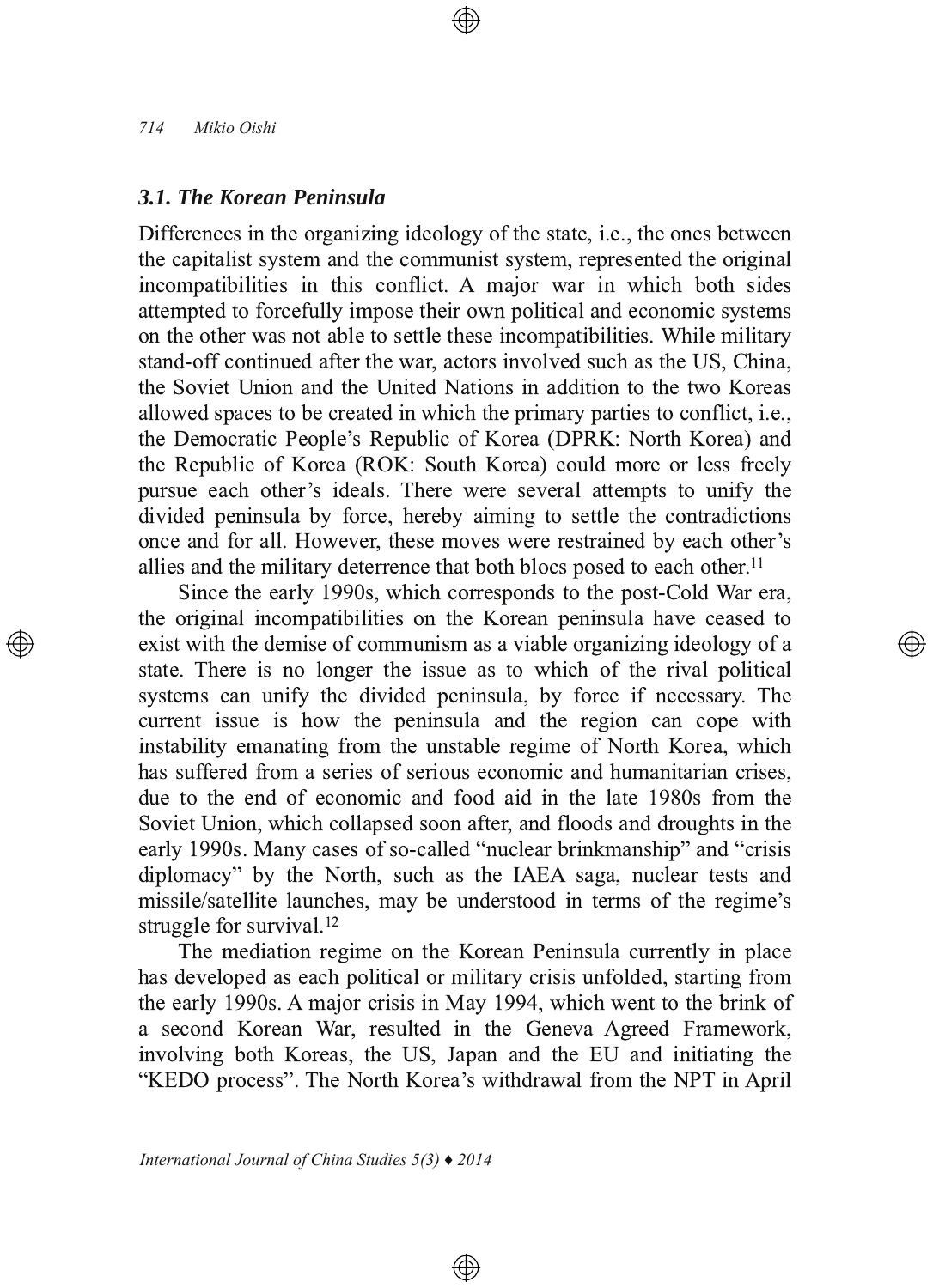### *3.1. The Korean Peninsula*

Differences in the organizing ideology of the state, i.e., the ones between the capitalist system and the communist system, represented the original incompatibilities in this conflict. A major war in which both sides attempted to forcefully impose their own political and economic systems on the other was not able to settle these incompatibilities. While military stand-off continued after the war, actors involved such as the US, China, the Soviet Union and the United Nations in addition to the two Koreas allowed spaces to be created in which the primary parties to conflict, i.e., the Democratic People's Republic of Korea (DPRK: North Korea) and the Republic of Korea (ROK: South Korea) could more or less freely pursue each other's ideals. There were several attempts to unify the divided peninsula by force, hereby aiming to settle the contradictions once and for all. However, these moves were restrained by each other's allies and the military deterrence that both blocs posed to each other.[11]

Since the early 1990s, which corresponds to the post-Cold War era, the original incompatibilities on the Korean peninsula have ceased to exist with the demise of communism as a viable organizing ideology of a state. There is no longer the issue as to which of the rival political systems can unify the divided peninsula, by force if necessary. The current issue is how the peninsula and the region can cope with instability emanating from the unstable regime of North Korea, which has suffered from a series of serious economic and humanitarian crises, due to the end of economic and food aid in the late 1980s from the Soviet Union, which collapsed soon after, and floods and droughts in the early 1990s. Many cases of so-called "nuclear brinkmanship" and "crisis diplomacy" by the North, such as the IAEA saga, nuclear tests and missile/satellite launches, may be understood in terms of the regime's struggle for survival.[12]

The mediation regime on the Korean Peninsula currently in place has developed as each political or military crisis unfolded, starting from the early 1990s. A major crisis in May 1994, which went to the brink of a second Korean War, resulted in the Geneva Agreed Framework, involving both Koreas, the US, Japan and the EU and initiating the "KEDO process". The North Korea's withdrawal from the NPT in April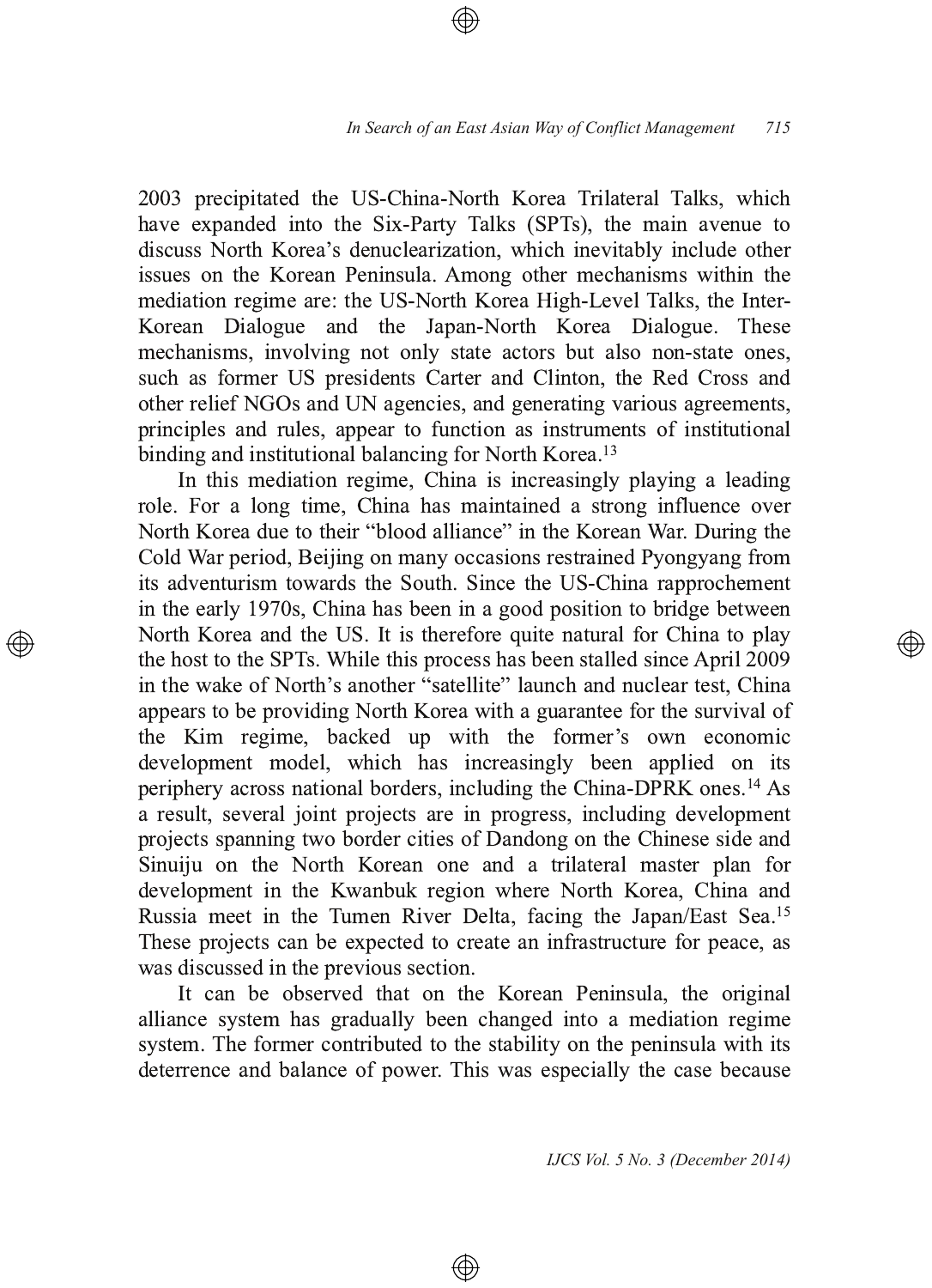2003 precipitated the US-China-North Korea Trilateral Talks, which have expanded into the Six-Party Talks (SPTs), the main avenue to discuss North Korea's denuclearization, which inevitably include other issues on the Korean Peninsula. Among other mechanisms within the mediation regime are: the US-North Korea High-Level Talks, the Inter-Korean Dialogue and the Japan-North Korea Dialogue. These mechanisms, involving not only state actors but also non-state ones, such as former US presidents Carter and Clinton, the Red Cross and other relief NGOs and UN agencies, and generating various agreements, principles and rules, appear to function as instruments of institutional binding and institutional balancing for North Korea.[13]

In this mediation regime, China is increasingly playing a leading role. For a long time, China has maintained a strong influence over North Korea due to their "blood alliance" in the Korean War. During the Cold War period, Beijing on many occasions restrained Pyongyang from its adventurism towards the South. Since the US-China rapprochement in the early 1970s, China has been in a good position to bridge between North Korea and the US. It is therefore quite natural for China to play the host to the SPTs. While this process has been stalled since April 2009 in the wake of North's another "satellite" launch and nuclear test, China appears to be providing North Korea with a guarantee for the survival of the Kim regime, backed up with the former's own economic development model, which has increasingly been applied on its periphery across national borders, including the China-DPRK ones.[14] As a result, several joint projects are in progress, including development projects spanning two border cities of Dandong on the Chinese side and Sinuiju on the North Korean one and a trilateral master plan for development in the Kwanbuk region where North Korea, China and Russia meet in the Tumen River Delta, facing the Japan/East Sea.[15] These projects can be expected to create an infrastructure for peace, as was discussed in the previous section.

It can be observed that on the Korean Peninsula, the original alliance system has gradually been changed into a mediation regime system. The former contributed to the stability on the peninsula with its deterrence and balance of power. This was especially the case because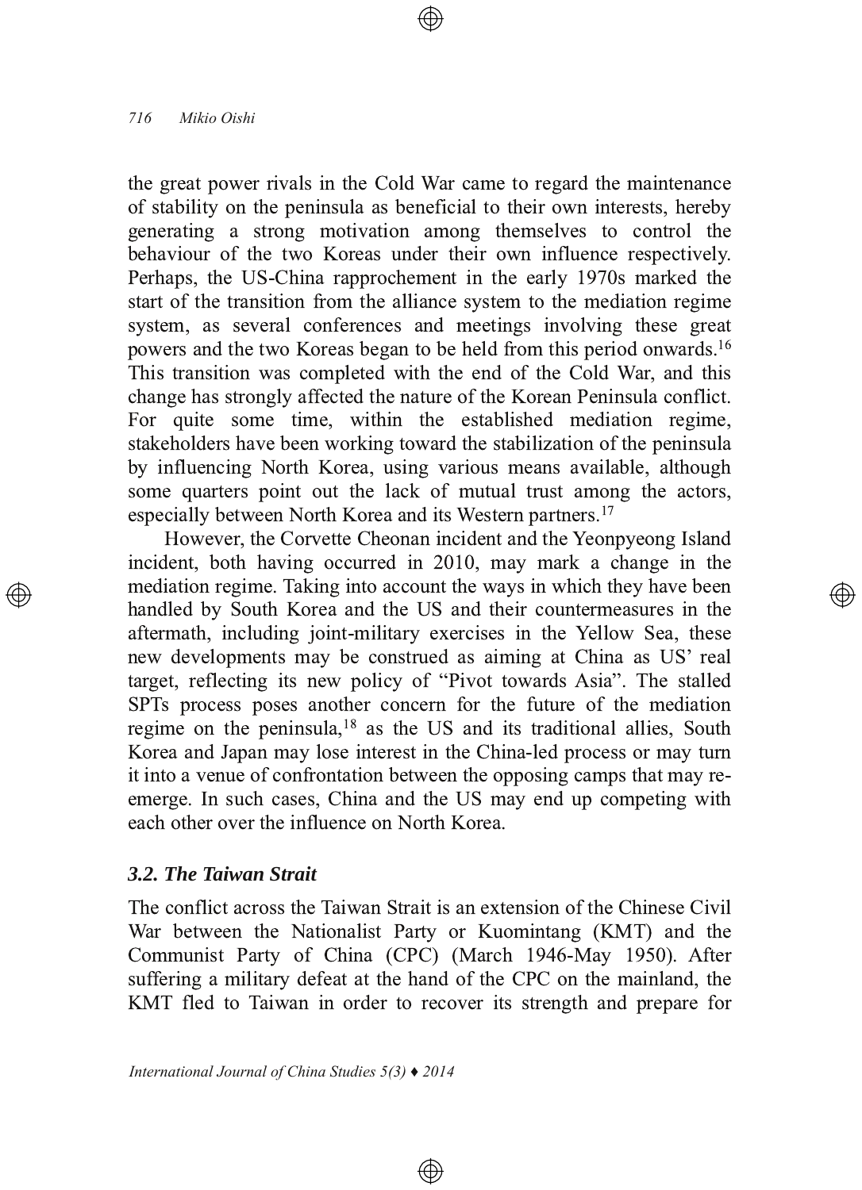the great power rivals in the Cold War came to regard the maintenance of stability on the peninsula as beneficial to their own interests, hereby generating a strong motivation among themselves to control the behaviour of the two Koreas under their own influence respectively. Perhaps, the US-China rapprochement in the early 1970s marked the start of the transition from the alliance system to the mediation regime system, as several conferences and meetings involving these great powers and the two Koreas began to be held from this period onwards.[16] This transition was completed with the end of the Cold War, and this change has strongly affected the nature of the Korean Peninsula conflict. For quite some time, within the established mediation regime, stakeholders have been working toward the stabilization of the peninsula by influencing North Korea, using various means available, although some quarters point out the lack of mutual trust among the actors, especially between North Korea and its Western partners.[17]

However, the Corvette Cheonan incident and the Yeonpyeong Island incident, both having occurred in 2010, may mark a change in the mediation regime. Taking into account the ways in which they have been handled by South Korea and the US and their countermeasures in the aftermath, including joint-military exercises in the Yellow Sea, these new developments may be construed as aiming at China as US' real target, reflecting its new policy of "Pivot towards Asia". The stalled SPTs process poses another concern for the future of the mediation regime on the peninsula,[18] as the US and its traditional allies, South Korea and Japan may lose interest in the China-led process or may turn it into a venue of confrontation between the opposing camps that may re-emerge. In such cases, China and the US may end up competing with each other over the influence on North Korea.

### 3.2. The Taiwan Strait

The conflict across the Taiwan Strait is an extension of the Chinese Civil War between the Nationalist Party or Kuomintang (KMT) and the Communist Party of China (CPC) (March 1946-May 1950). After suffering a military defeat at the hand of the CPC on the mainland, the KMT fled to Taiwan in order to recover its strength and prepare for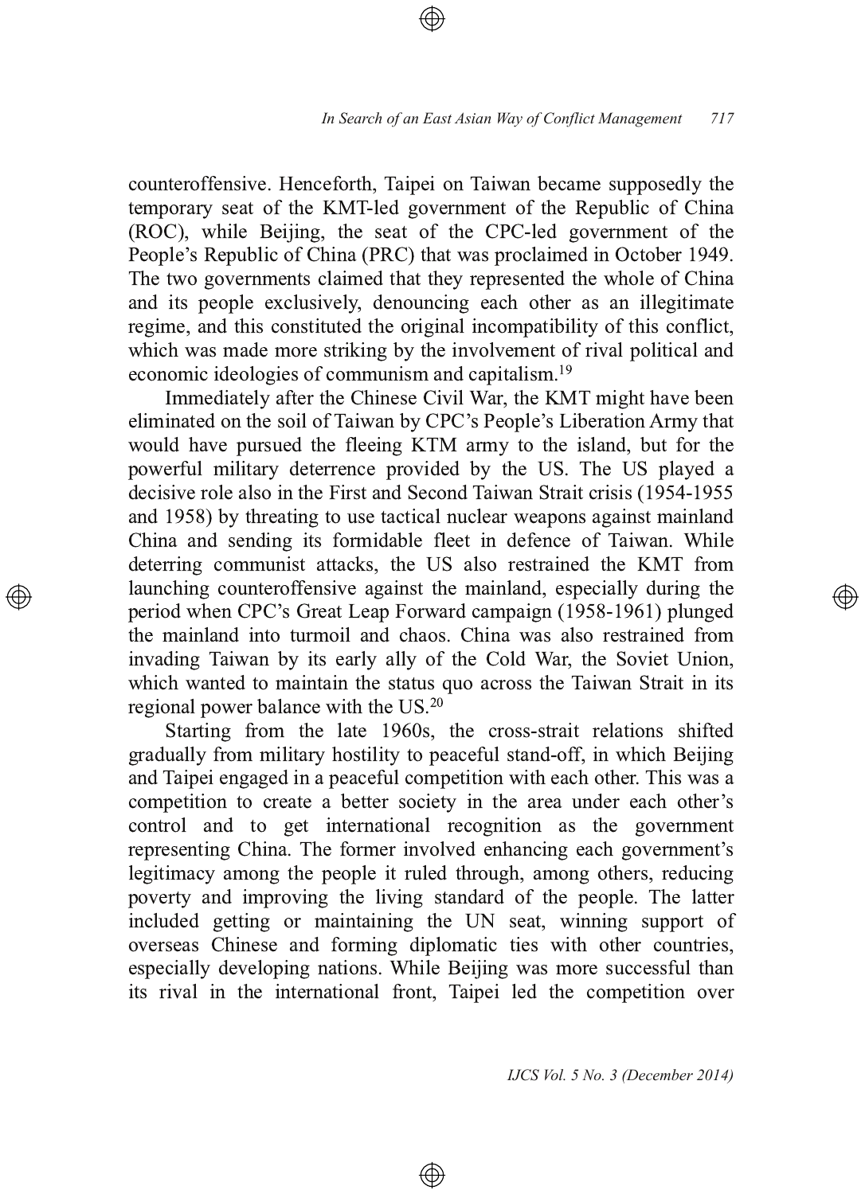counteroffensive. Henceforth, Taipei on Taiwan became supposedly the temporary seat of the KMT-led government of the Republic of China (ROC), while Beijing, the seat of the CPC-led government of the People's Republic of China (PRC) that was proclaimed in October 1949. The two governments claimed that they represented the whole of China and its people exclusively, denouncing each other as an illegitimate regime, and this constituted the original incompatibility of this conflict, which was made more striking by the involvement of rival political and economic ideologies of communism and capitalism.[19]

Immediately after the Chinese Civil War, the KMT might have been eliminated on the soil of Taiwan by CPC's People's Liberation Army that would have pursued the fleeing KTM army to the island, but for the powerful military deterrence provided by the US. The US played a decisive role also in the First and Second Taiwan Strait crisis (1954-1955 and 1958) by threating to use tactical nuclear weapons against mainland China and sending its formidable fleet in defence of Taiwan. While deterring communist attacks, the US also restrained the KMT from launching counteroffensive against the mainland, especially during the period when CPC's Great Leap Forward campaign (1958-1961) plunged the mainland into turmoil and chaos. China was also restrained from invading Taiwan by its early ally of the Cold War, the Soviet Union, which wanted to maintain the status quo across the Taiwan Strait in its regional power balance with the US.[20]

Starting from the late 1960s, the cross-strait relations shifted gradually from military hostility to peaceful stand-off, in which Beijing and Taipei engaged in a peaceful competition with each other. This was a competition to create a better society in the area under each other's control and to get international recognition as the government representing China. The former involved enhancing each government's legitimacy among the people it ruled through, among others, reducing poverty and improving the living standard of the people. The latter included getting or maintaining the UN seat, winning support of overseas Chinese and forming diplomatic ties with other countries, especially developing nations. While Beijing was more successful than its rival in the international front, Taipei led the competition over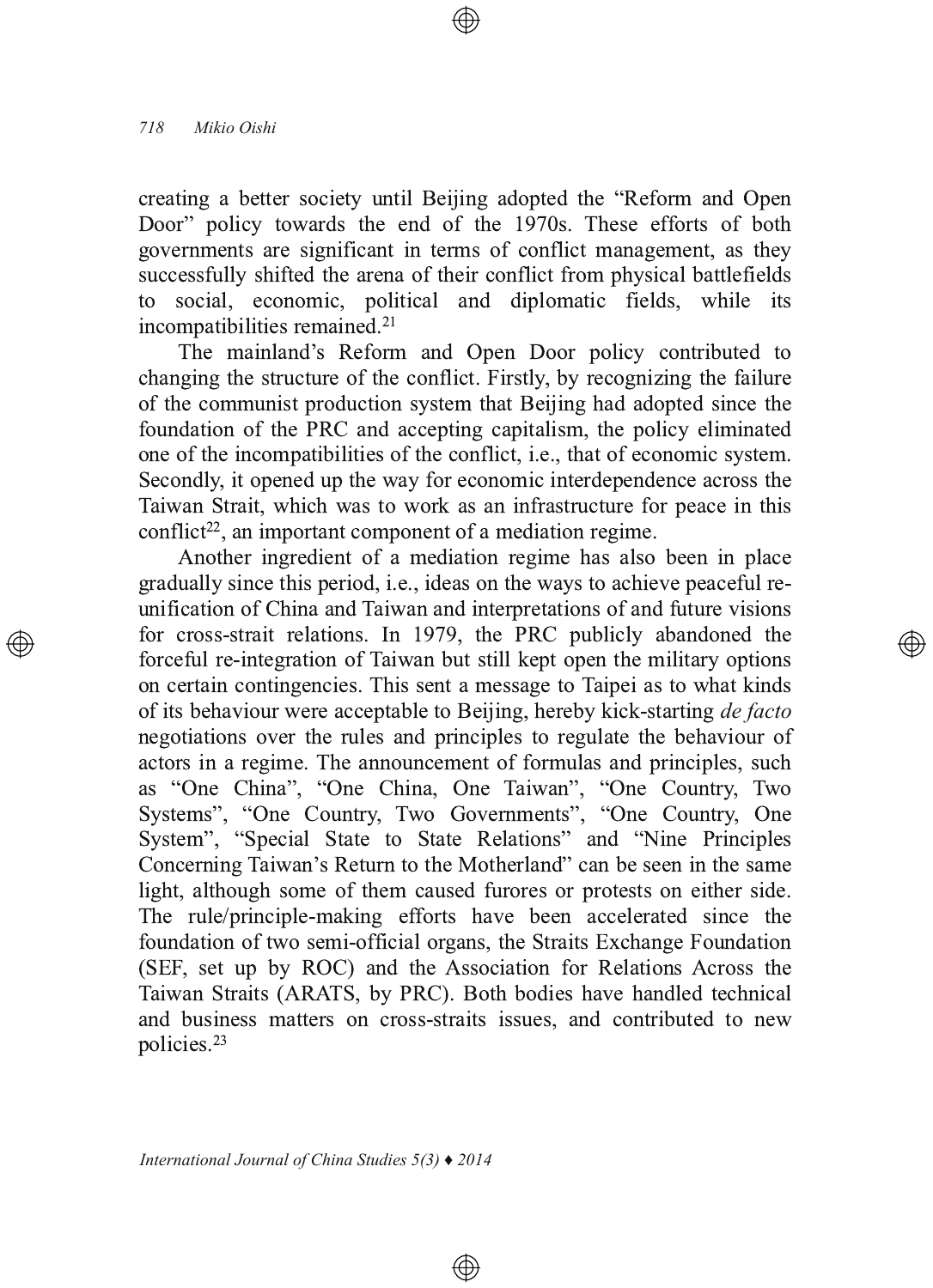creating a better society until Beijing adopted the "Reform and Open Door" policy towards the end of the 1970s. These efforts of both governments are significant in terms of conflict management, as they successfully shifted the arena of their conflict from physical battlefields to social, economic, political and diplomatic fields, while its incompatibilities remained.[21]

The mainland's Reform and Open Door policy contributed to changing the structure of the conflict. Firstly, by recognizing the failure of the communist production system that Beijing had adopted since the foundation of the PRC and accepting capitalism, the policy eliminated one of the incompatibilities of the conflict, i.e., that of economic system. Secondly, it opened up the way for economic interdependence across the Taiwan Strait, which was to work as an infrastructure for peace in this conflict[22], an important component of a mediation regime.

Another ingredient of a mediation regime has also been in place gradually since this period, i.e., ideas on the ways to achieve peaceful re-unification of China and Taiwan and interpretations of and future visions for cross-strait relations. In 1979, the PRC publicly abandoned the forceful re-integration of Taiwan but still kept open the military options on certain contingencies. This sent a message to Taipei as to what kinds of its behaviour were acceptable to Beijing, hereby kick-starting *de facto* negotiations over the rules and principles to regulate the behaviour of actors in a regime. The announcement of formulas and principles, such as "One China", "One China, One Taiwan", "One Country, Two Systems", "One Country, Two Governments", "One Country, One System", "Special State to State Relations" and "Nine Principles Concerning Taiwan's Return to the Motherland" can be seen in the same light, although some of them caused furores or protests on either side. The rule/principle-making efforts have been accelerated since the foundation of two semi-official organs, the Straits Exchange Foundation (SEF, set up by ROC) and the Association for Relations Across the Taiwan Straits (ARATS, by PRC). Both bodies have handled technical and business matters on cross-straits issues, and contributed to new policies.[23]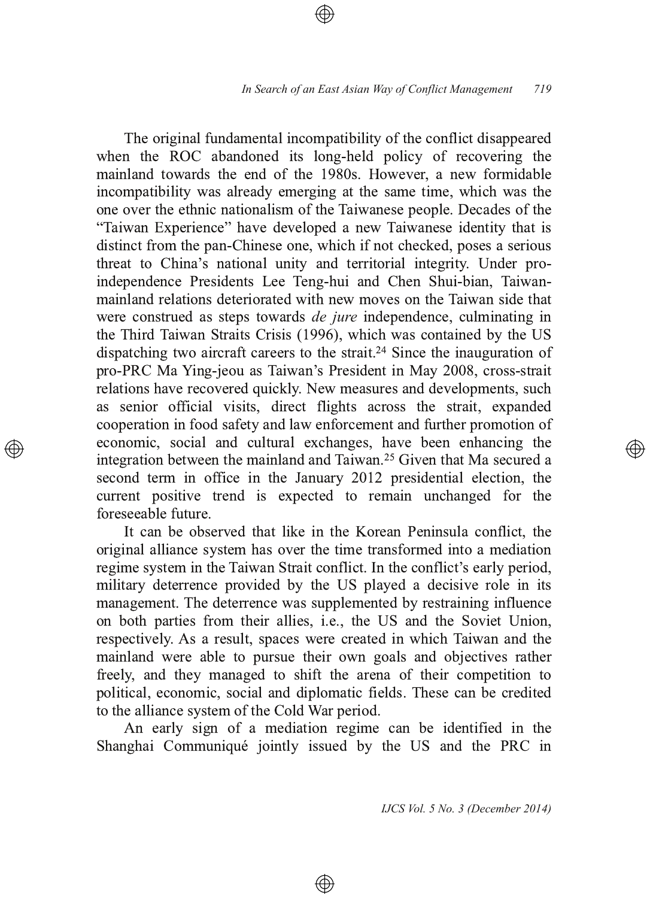The original fundamental incompatibility of the conflict disappeared when the ROC abandoned its long-held policy of recovering the mainland towards the end of the 1980s. However, a new formidable incompatibility was already emerging at the same time, which was the one over the ethnic nationalism of the Taiwanese people. Decades of the "Taiwan Experience" have developed a new Taiwanese identity that is distinct from the pan-Chinese one, which if not checked, poses a serious threat to China's national unity and territorial integrity. Under pro-independence Presidents Lee Teng-hui and Chen Shui-bian, Taiwan-mainland relations deteriorated with new moves on the Taiwan side that were construed as steps towards *de jure* independence, culminating in the Third Taiwan Straits Crisis (1996), which was contained by the US dispatching two aircraft careers to the strait.[24] Since the inauguration of pro-PRC Ma Ying-jeou as Taiwan's President in May 2008, cross-strait relations have recovered quickly. New measures and developments, such as senior official visits, direct flights across the strait, expanded cooperation in food safety and law enforcement and further promotion of economic, social and cultural exchanges, have been enhancing the integration between the mainland and Taiwan.[25] Given that Ma secured a second term in office in the January 2012 presidential election, the current positive trend is expected to remain unchanged for the foreseeable future.

It can be observed that like in the Korean Peninsula conflict, the original alliance system has over the time transformed into a mediation regime system in the Taiwan Strait conflict. In the conflict's early period, military deterrence provided by the US played a decisive role in its management. The deterrence was supplemented by restraining influence on both parties from their allies, i.e., the US and the Soviet Union, respectively. As a result, spaces were created in which Taiwan and the mainland were able to pursue their own goals and objectives rather freely, and they managed to shift the arena of their competition to political, economic, social and diplomatic fields. These can be credited to the alliance system of the Cold War period.

An early sign of a mediation regime can be identified in the Shanghai Communiqué jointly issued by the US and the PRC in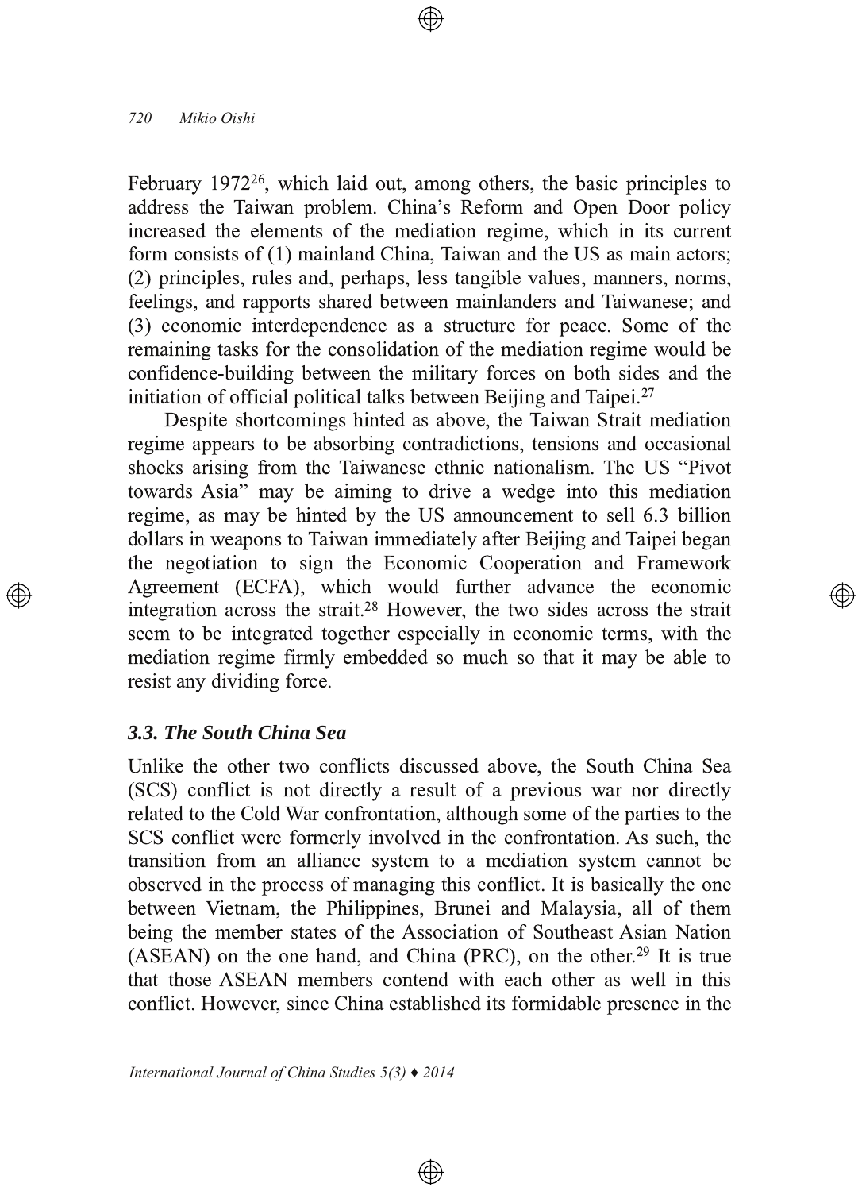February 1972[26], which laid out, among others, the basic principles to address the Taiwan problem. China's Reform and Open Door policy increased the elements of the mediation regime, which in its current form consists of (1) mainland China, Taiwan and the US as main actors; (2) principles, rules and, perhaps, less tangible values, manners, norms, feelings, and rapports shared between mainlanders and Taiwanese; and (3) economic interdependence as a structure for peace. Some of the remaining tasks for the consolidation of the mediation regime would be confidence-building between the military forces on both sides and the initiation of official political talks between Beijing and Taipei.[27]

Despite shortcomings hinted as above, the Taiwan Strait mediation regime appears to be absorbing contradictions, tensions and occasional shocks arising from the Taiwanese ethnic nationalism. The US "Pivot towards Asia" may be aiming to drive a wedge into this mediation regime, as may be hinted by the US announcement to sell 6.3 billion dollars in weapons to Taiwan immediately after Beijing and Taipei began the negotiation to sign the Economic Cooperation and Framework Agreement (ECFA), which would further advance the economic integration across the strait.[28] However, the two sides across the strait seem to be integrated together especially in economic terms, with the mediation regime firmly embedded so much so that it may be able to resist any dividing force.

### *3.3. The South China Sea*

Unlike the other two conflicts discussed above, the South China Sea (SCS) conflict is not directly a result of a previous war nor directly related to the Cold War confrontation, although some of the parties to the SCS conflict were formerly involved in the confrontation. As such, the transition from an alliance system to a mediation system cannot be observed in the process of managing this conflict. It is basically the one between Vietnam, the Philippines, Brunei and Malaysia, all of them being the member states of the Association of Southeast Asian Nation (ASEAN) on the one hand, and China (PRC), on the other.[29] It is true that those ASEAN members contend with each other as well in this conflict. However, since China established its formidable presence in the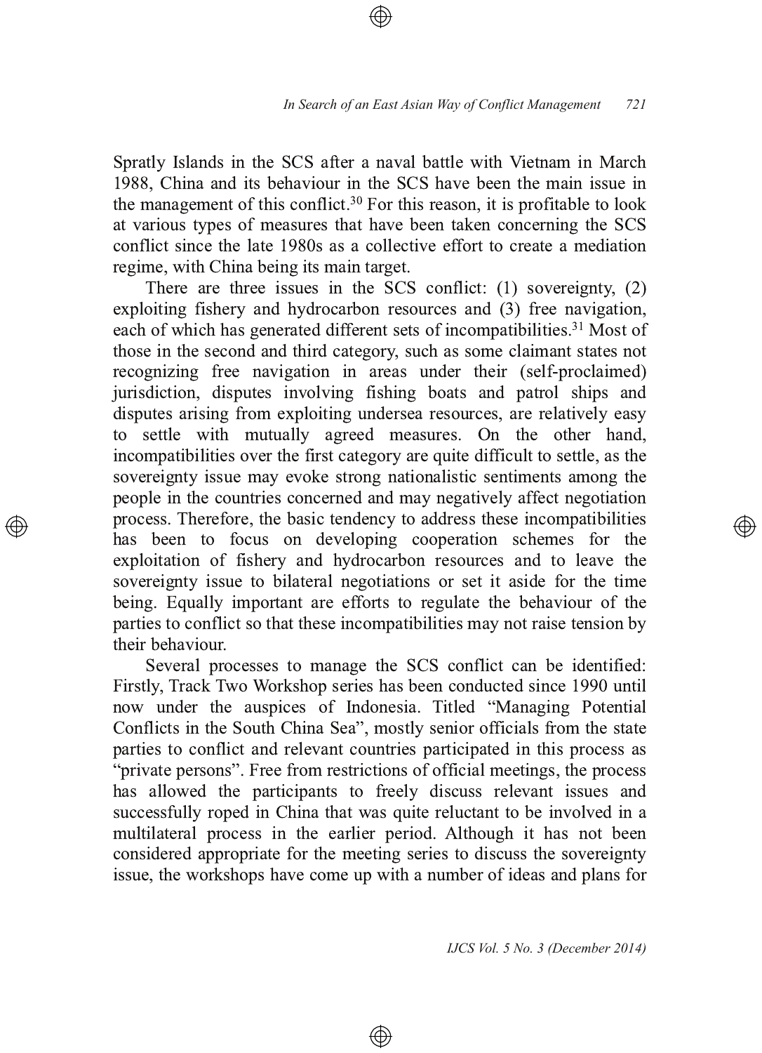Spratly Islands in the SCS after a naval battle with Vietnam in March 1988, China and its behaviour in the SCS have been the main issue in the management of this conflict.[30] For this reason, it is profitable to look at various types of measures that have been taken concerning the SCS conflict since the late 1980s as a collective effort to create a mediation regime, with China being its main target.

There are three issues in the SCS conflict: (1) sovereignty, (2) exploiting fishery and hydrocarbon resources and (3) free navigation, each of which has generated different sets of incompatibilities.[31] Most of those in the second and third category, such as some claimant states not recognizing free navigation in areas under their (self-proclaimed) jurisdiction, disputes involving fishing boats and patrol ships and disputes arising from exploiting undersea resources, are relatively easy to settle with mutually agreed measures. On the other hand, incompatibilities over the first category are quite difficult to settle, as the sovereignty issue may evoke strong nationalistic sentiments among the people in the countries concerned and may negatively affect negotiation process. Therefore, the basic tendency to address these incompatibilities has been to focus on developing cooperation schemes for the exploitation of fishery and hydrocarbon resources and to leave the sovereignty issue to bilateral negotiations or set it aside for the time being. Equally important are efforts to regulate the behaviour of the parties to conflict so that these incompatibilities may not raise tension by their behaviour.

Several processes to manage the SCS conflict can be identified: Firstly, Track Two Workshop series has been conducted since 1990 until now under the auspices of Indonesia. Titled "Managing Potential Conflicts in the South China Sea", mostly senior officials from the state parties to conflict and relevant countries participated in this process as "private persons". Free from restrictions of official meetings, the process has allowed the participants to freely discuss relevant issues and successfully roped in China that was quite reluctant to be involved in a multilateral process in the earlier period. Although it has not been considered appropriate for the meeting series to discuss the sovereignty issue, the workshops have come up with a number of ideas and plans for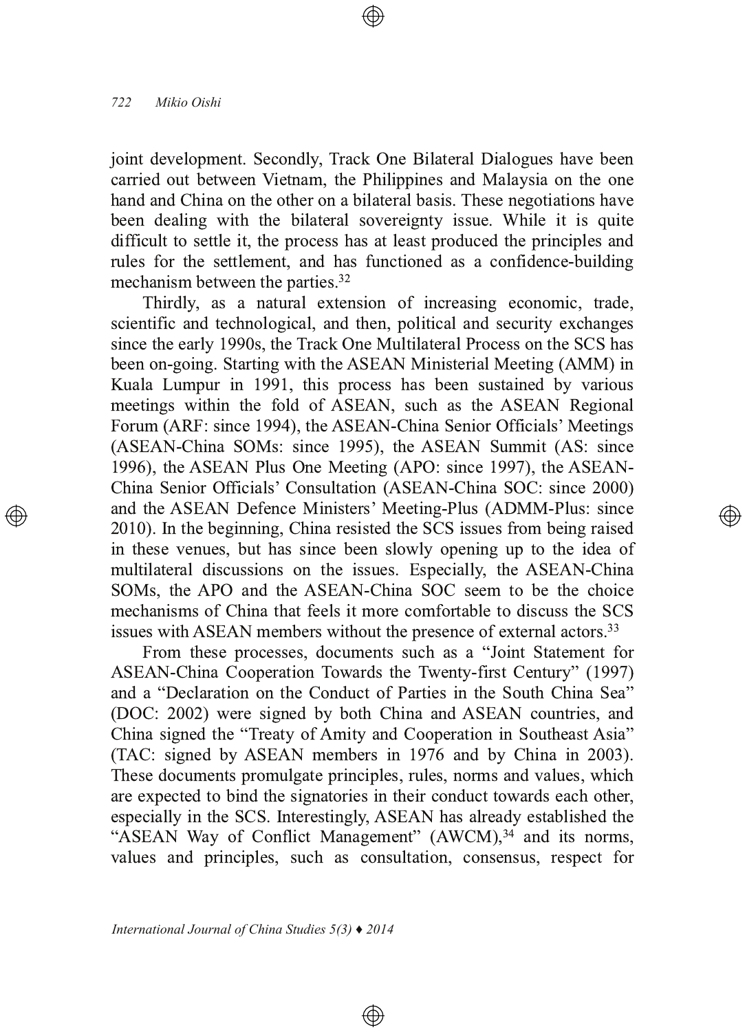joint development. Secondly, Track One Bilateral Dialogues have been carried out between Vietnam, the Philippines and Malaysia on the one hand and China on the other on a bilateral basis. These negotiations have been dealing with the bilateral sovereignty issue. While it is quite difficult to settle it, the process has at least produced the principles and rules for the settlement, and has functioned as a confidence-building mechanism between the parties.[32]

Thirdly, as a natural extension of increasing economic, trade, scientific and technological, and then, political and security exchanges since the early 1990s, the Track One Multilateral Process on the SCS has been on-going. Starting with the ASEAN Ministerial Meeting (AMM) in Kuala Lumpur in 1991, this process has been sustained by various meetings within the fold of ASEAN, such as the ASEAN Regional Forum (ARF: since 1994), the ASEAN-China Senior Officials' Meetings (ASEAN-China SOMs: since 1995), the ASEAN Summit (AS: since 1996), the ASEAN Plus One Meeting (APO: since 1997), the ASEAN-China Senior Officials' Consultation (ASEAN-China SOC: since 2000) and the ASEAN Defence Ministers' Meeting-Plus (ADMM-Plus: since 2010). In the beginning, China resisted the SCS issues from being raised in these venues, but has since been slowly opening up to the idea of multilateral discussions on the issues. Especially, the ASEAN-China SOMs, the APO and the ASEAN-China SOC seem to be the choice mechanisms of China that feels it more comfortable to discuss the SCS issues with ASEAN members without the presence of external actors.[33]

From these processes, documents such as a "Joint Statement for ASEAN-China Cooperation Towards the Twenty-first Century" (1997) and a "Declaration on the Conduct of Parties in the South China Sea" (DOC: 2002) were signed by both China and ASEAN countries, and China signed the "Treaty of Amity and Cooperation in Southeast Asia" (TAC: signed by ASEAN members in 1976 and by China in 2003). These documents promulgate principles, rules, norms and values, which are expected to bind the signatories in their conduct towards each other, especially in the SCS. Interestingly, ASEAN has already established the "ASEAN Way of Conflict Management" (AWCM),[34] and its norms, values and principles, such as consultation, consensus, respect for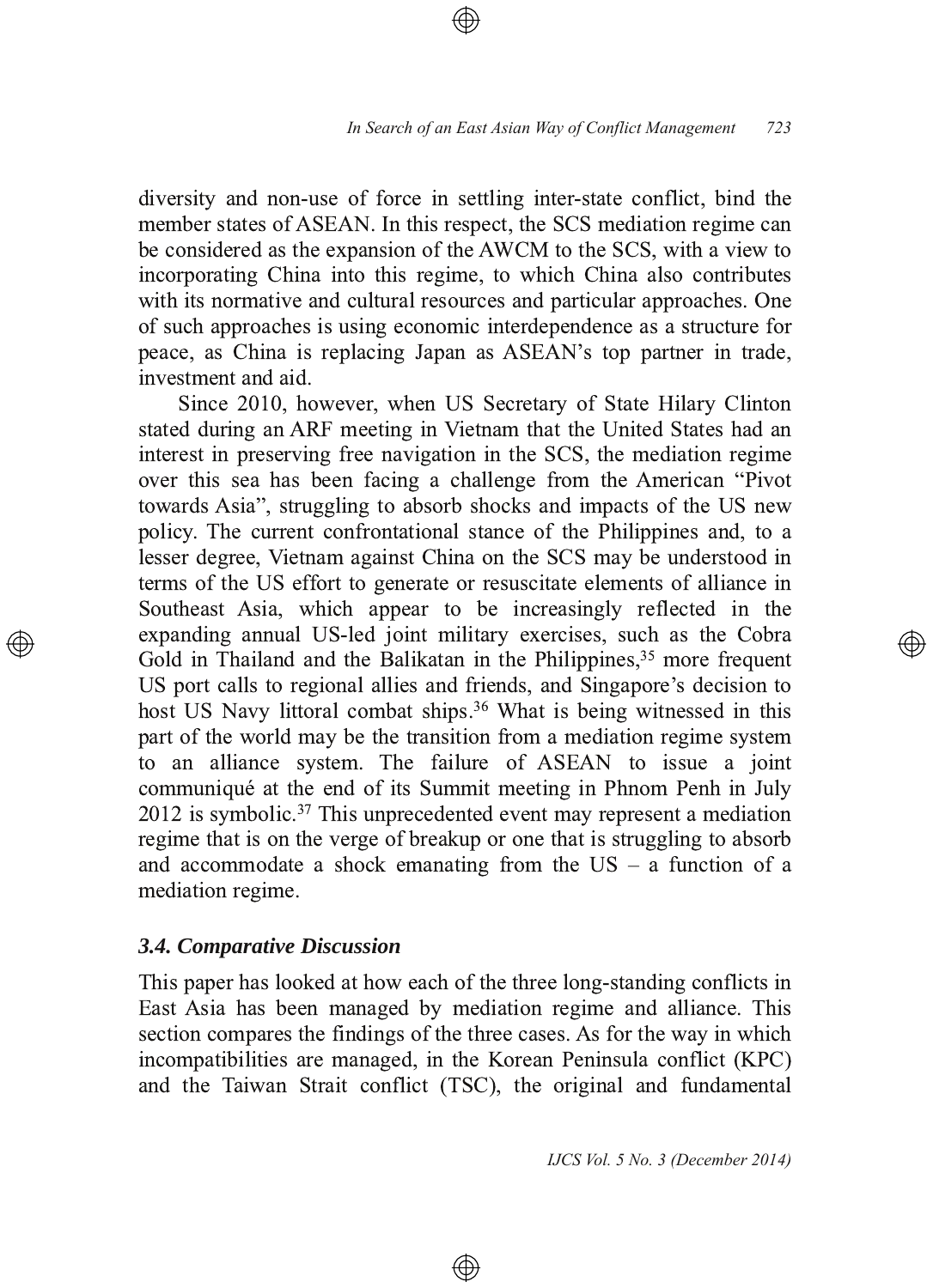diversity and non-use of force in settling inter-state conflict, bind the member states of ASEAN. In this respect, the SCS mediation regime can be considered as the expansion of the AWCM to the SCS, with a view to incorporating China into this regime, to which China also contributes with its normative and cultural resources and particular approaches. One of such approaches is using economic interdependence as a structure for peace, as China is replacing Japan as ASEAN's top partner in trade, investment and aid.

Since 2010, however, when US Secretary of State Hilary Clinton stated during an ARF meeting in Vietnam that the United States had an interest in preserving free navigation in the SCS, the mediation regime over this sea has been facing a challenge from the American "Pivot towards Asia", struggling to absorb shocks and impacts of the US new policy. The current confrontational stance of the Philippines and, to a lesser degree, Vietnam against China on the SCS may be understood in terms of the US effort to generate or resuscitate elements of alliance in Southeast Asia, which appear to be increasingly reflected in the expanding annual US-led joint military exercises, such as the Cobra Gold in Thailand and the Balikatan in the Philippines,[35] more frequent US port calls to regional allies and friends, and Singapore's decision to host US Navy littoral combat ships.[36] What is being witnessed in this part of the world may be the transition from a mediation regime system to an alliance system. The failure of ASEAN to issue a joint communiqué at the end of its Summit meeting in Phnom Penh in July 2012 is symbolic.[37] This unprecedented event may represent a mediation regime that is on the verge of breakup or one that is struggling to absorb and accommodate a shock emanating from the US – a function of a mediation regime.

### *3.4. Comparative Discussion*

This paper has looked at how each of the three long-standing conflicts in East Asia has been managed by mediation regime and alliance. This section compares the findings of the three cases. As for the way in which incompatibilities are managed, in the Korean Peninsula conflict (KPC) and the Taiwan Strait conflict (TSC), the original and fundamental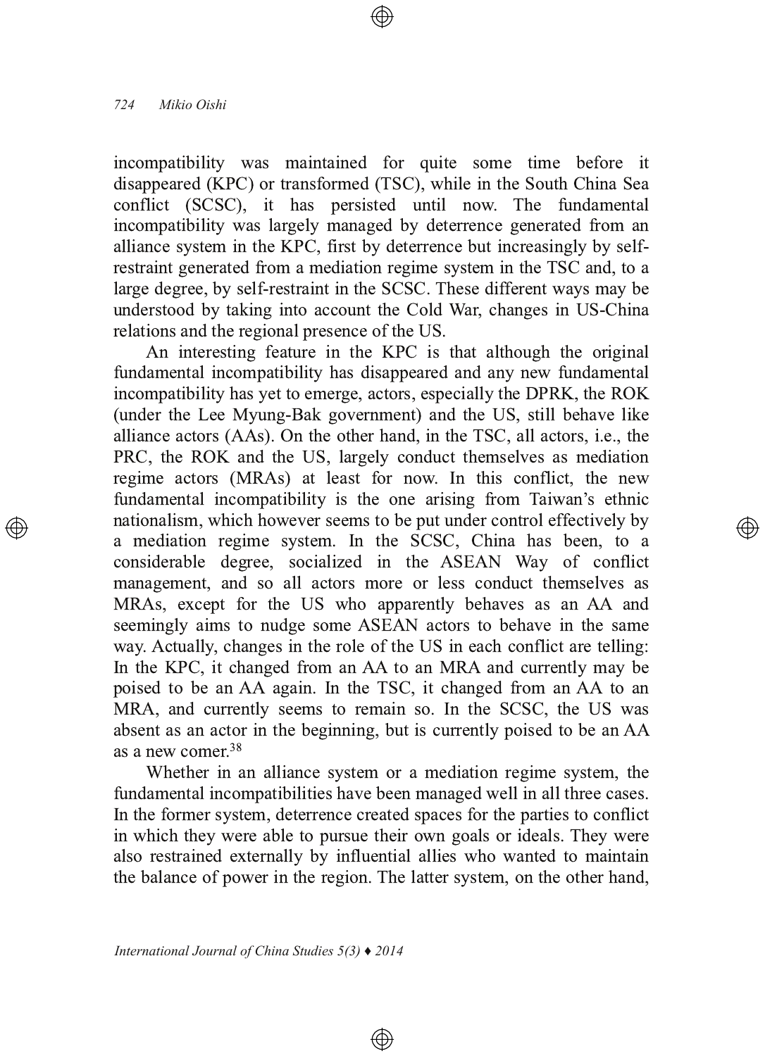incompatibility was maintained for quite some time before it disappeared (KPC) or transformed (TSC), while in the South China Sea conflict (SCSC), it has persisted until now. The fundamental incompatibility was largely managed by deterrence generated from an alliance system in the KPC, first by deterrence but increasingly by self-restraint generated from a mediation regime system in the TSC and, to a large degree, by self-restraint in the SCSC. These different ways may be understood by taking into account the Cold War, changes in US-China relations and the regional presence of the US.

An interesting feature in the KPC is that although the original fundamental incompatibility has disappeared and any new fundamental incompatibility has yet to emerge, actors, especially the DPRK, the ROK (under the Lee Myung-Bak government) and the US, still behave like alliance actors (AAs). On the other hand, in the TSC, all actors, i.e., the PRC, the ROK and the US, largely conduct themselves as mediation regime actors (MRAs) at least for now. In this conflict, the new fundamental incompatibility is the one arising from Taiwan's ethnic nationalism, which however seems to be put under control effectively by a mediation regime system. In the SCSC, China has been, to a considerable degree, socialized in the ASEAN Way of conflict management, and so all actors more or less conduct themselves as MRAs, except for the US who apparently behaves as an AA and seemingly aims to nudge some ASEAN actors to behave in the same way. Actually, changes in the role of the US in each conflict are telling: In the KPC, it changed from an AA to an MRA and currently may be poised to be an AA again. In the TSC, it changed from an AA to an MRA, and currently seems to remain so. In the SCSC, the US was absent as an actor in the beginning, but is currently poised to be an AA as a new comer.[38]

Whether in an alliance system or a mediation regime system, the fundamental incompatibilities have been managed well in all three cases. In the former system, deterrence created spaces for the parties to conflict in which they were able to pursue their own goals or ideals. They were also restrained externally by influential allies who wanted to maintain the balance of power in the region. The latter system, on the other hand,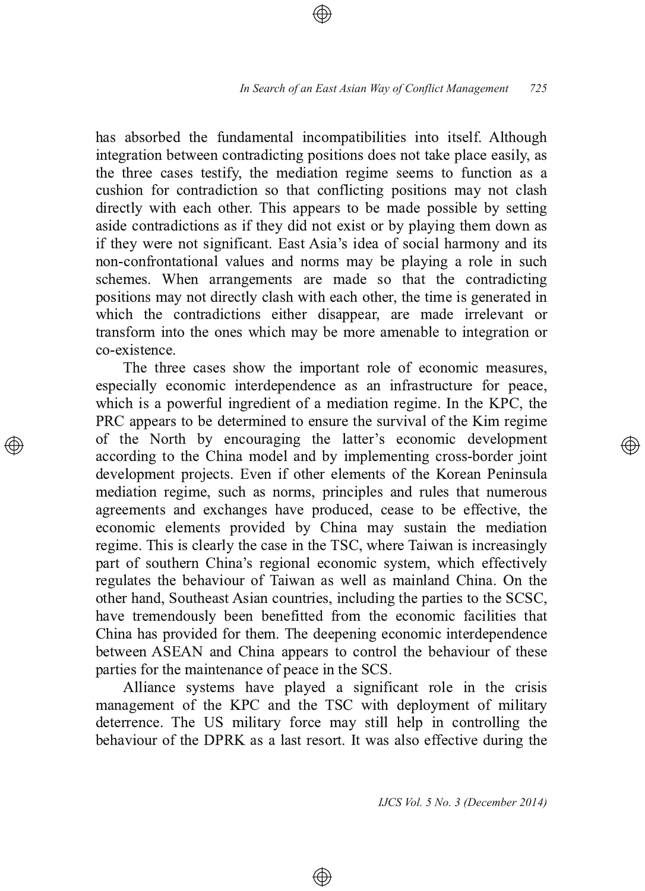has absorbed the fundamental incompatibilities into itself. Although integration between contradicting positions does not take place easily, as the three cases testify, the mediation regime seems to function as a cushion for contradiction so that conflicting positions may not clash directly with each other. This appears to be made possible by setting aside contradictions as if they did not exist or by playing them down as if they were not significant. East Asia's idea of social harmony and its non-confrontational values and norms may be playing a role in such schemes. When arrangements are made so that the contradicting positions may not directly clash with each other, the time is generated in which the contradictions either disappear, are made irrelevant or transform into the ones which may be more amenable to integration or co-existence.

The three cases show the important role of economic measures, especially economic interdependence as an infrastructure for peace, which is a powerful ingredient of a mediation regime. In the KPC, the PRC appears to be determined to ensure the survival of the Kim regime of the North by encouraging the latter's economic development according to the China model and by implementing cross-border joint development projects. Even if other elements of the Korean Peninsula mediation regime, such as norms, principles and rules that numerous agreements and exchanges have produced, cease to be effective, the economic elements provided by China may sustain the mediation regime. This is clearly the case in the TSC, where Taiwan is increasingly part of southern China's regional economic system, which effectively regulates the behaviour of Taiwan as well as mainland China. On the other hand, Southeast Asian countries, including the parties to the SCSC, have tremendously been benefitted from the economic facilities that China has provided for them. The deepening economic interdependence between ASEAN and China appears to control the behaviour of these parties for the maintenance of peace in the SCS.

Alliance systems have played a significant role in the crisis management of the KPC and the TSC with deployment of military deterrence. The US military force may still help in controlling the behaviour of the DPRK as a last resort. It was also effective during the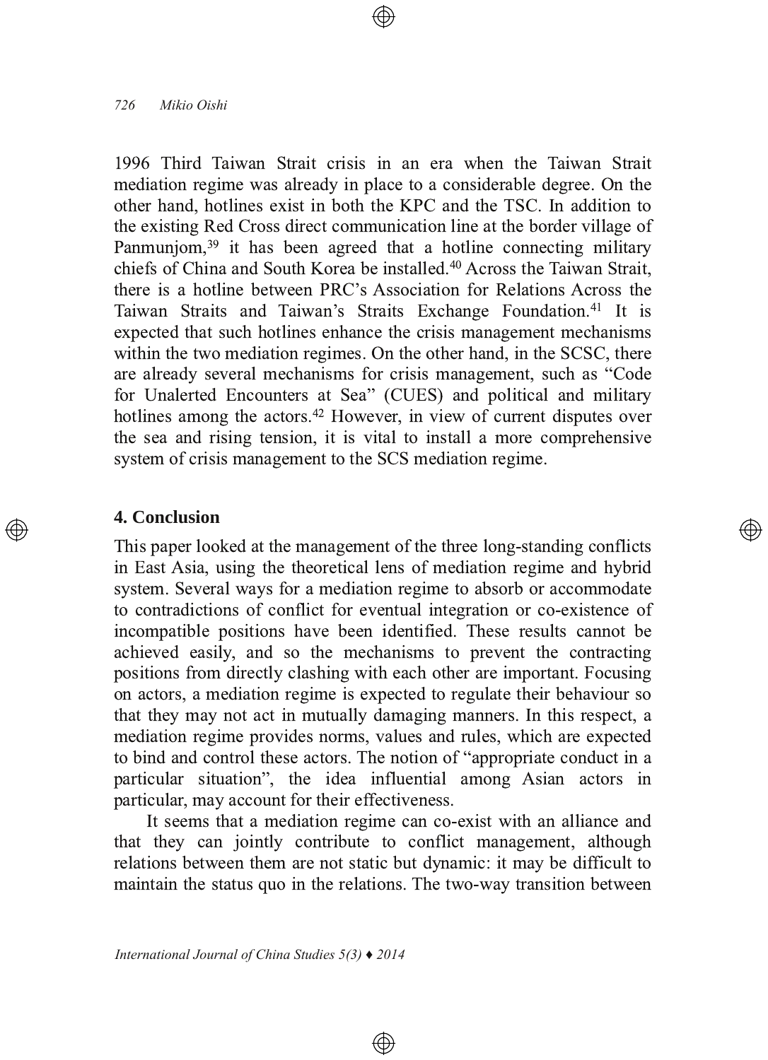1996 Third Taiwan Strait crisis in an era when the Taiwan Strait mediation regime was already in place to a considerable degree. On the other hand, hotlines exist in both the KPC and the TSC. In addition to the existing Red Cross direct communication line at the border village of Panmunjom,[39] it has been agreed that a hotline connecting military chiefs of China and South Korea be installed.[40] Across the Taiwan Strait, there is a hotline between PRC's Association for Relations Across the Taiwan Straits and Taiwan's Straits Exchange Foundation.[41] It is expected that such hotlines enhance the crisis management mechanisms within the two mediation regimes. On the other hand, in the SCSC, there are already several mechanisms for crisis management, such as "Code for Unalerted Encounters at Sea" (CUES) and political and military hotlines among the actors.[42] However, in view of current disputes over the sea and rising tension, it is vital to install a more comprehensive system of crisis management to the SCS mediation regime.

## 4. Conclusion

This paper looked at the management of the three long-standing conflicts in East Asia, using the theoretical lens of mediation regime and hybrid system. Several ways for a mediation regime to absorb or accommodate to contradictions of conflict for eventual integration or co-existence of incompatible positions have been identified. These results cannot be achieved easily, and so the mechanisms to prevent the contracting positions from directly clashing with each other are important. Focusing on actors, a mediation regime is expected to regulate their behaviour so that they may not act in mutually damaging manners. In this respect, a mediation regime provides norms, values and rules, which are expected to bind and control these actors. The notion of "appropriate conduct in a particular situation", the idea influential among Asian actors in particular, may account for their effectiveness.

It seems that a mediation regime can co-exist with an alliance and that they can jointly contribute to conflict management, although relations between them are not static but dynamic: it may be difficult to maintain the status quo in the relations. The two-way transition between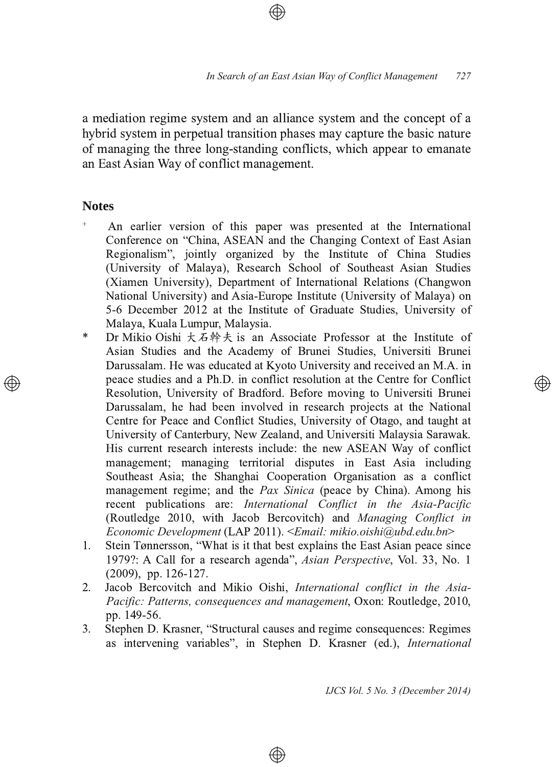a mediation regime system and an alliance system and the concept of a hybrid system in perpetual transition phases may capture the basic nature of managing the three long-standing conflicts, which appear to emanate an East Asian Way of conflict management.

## Notes

+ An earlier version of this paper was presented at the International Conference on "China, ASEAN and the Changing Context of East Asian Regionalism", jointly organized by the Institute of China Studies (University of Malaya), Research School of Southeast Asian Studies (Xiamen University), Department of International Relations (Changwon National University) and Asia-Europe Institute (University of Malaya) on 5-6 December 2012 at the Institute of Graduate Studies, University of Malaya, Kuala Lumpur, Malaysia.

\* Dr Mikio Oishi 大石幹夫 is an Associate Professor at the Institute of Asian Studies and the Academy of Brunei Studies, Universiti Brunei Darussalam. He was educated at Kyoto University and received an M.A. in peace studies and a Ph.D. in conflict resolution at the Centre for Conflict Resolution, University of Bradford. Before moving to Universiti Brunei Darussalam, he had been involved in research projects at the National Centre for Peace and Conflict Studies, University of Otago, and taught at University of Canterbury, New Zealand, and Universiti Malaysia Sarawak. His current research interests include: the new ASEAN Way of conflict management; managing territorial disputes in East Asia including Southeast Asia; the Shanghai Cooperation Organisation as a conflict management regime; and the *Pax Sinica* (peace by China). Among his recent publications are: *International Conflict in the Asia-Pacific* (Routledge 2010, with Jacob Bercovitch) and *Managing Conflict in Economic Development* (LAP 2011). <*Email: mikio.oishi@ubd.edu.bn*>

1. Stein Tønnersson, "What is it that best explains the East Asian peace since 1979?: A Call for a research agenda", *Asian Perspective*, Vol. 33, No. 1 (2009), pp. 126-127.
2. Jacob Bercovitch and Mikio Oishi, *International conflict in the Asia-Pacific: Patterns, consequences and management*, Oxon: Routledge, 2010, pp. 149-56.
3. Stephen D. Krasner, "Structural causes and regime consequences: Regimes as intervening variables", in Stephen D. Krasner (ed.), *International*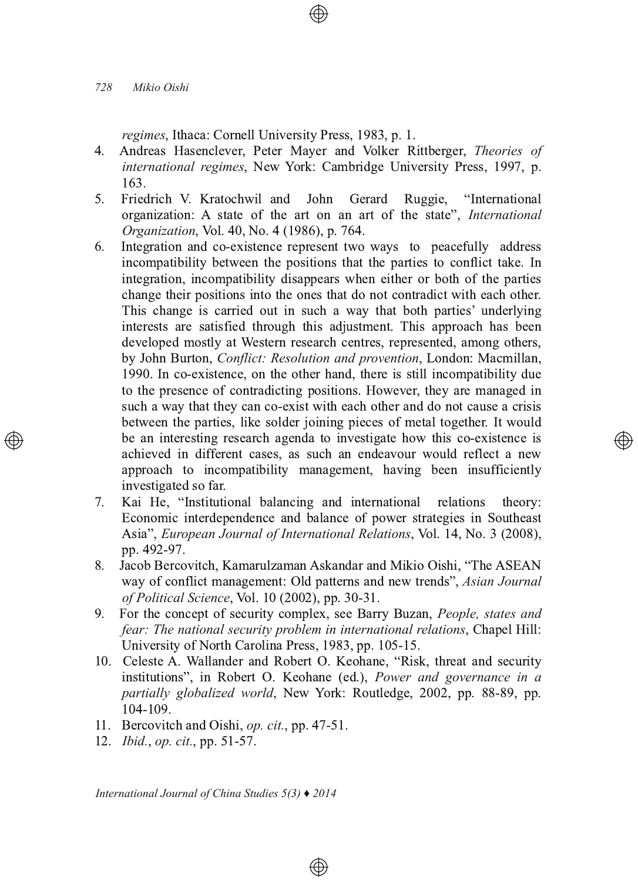*regimes*, Ithaca: Cornell University Press, 1983, p. 1.

4. Andreas Hasenclever, Peter Mayer and Volker Rittberger, *Theories of international regimes*, New York: Cambridge University Press, 1997, p. 163.
5. Friedrich V. Kratochwil and John Gerard Ruggie, "International organization: A state of the art on an art of the state", *International Organization*, Vol. 40, No. 4 (1986), p. 764.
6. Integration and co-existence represent two ways to peacefully address incompatibility between the positions that the parties to conflict take. In integration, incompatibility disappears when either or both of the parties change their positions into the ones that do not contradict with each other. This change is carried out in such a way that both parties' underlying interests are satisfied through this adjustment. This approach has been developed mostly at Western research centres, represented, among others, by John Burton, *Conflict: Resolution and provention*, London: Macmillan, 1990. In co-existence, on the other hand, there is still incompatibility due to the presence of contradicting positions. However, they are managed in such a way that they can co-exist with each other and do not cause a crisis between the parties, like solder joining pieces of metal together. It would be an interesting research agenda to investigate how this co-existence is achieved in different cases, as such an endeavour would reflect a new approach to incompatibility management, having been insufficiently investigated so far.
7. Kai He, "Institutional balancing and international relations theory: Economic interdependence and balance of power strategies in Southeast Asia", *European Journal of International Relations*, Vol. 14, No. 3 (2008), pp. 492-97.
8. Jacob Bercovitch, Kamarulzaman Askandar and Mikio Oishi, "The ASEAN way of conflict management: Old patterns and new trends", *Asian Journal of Political Science*, Vol. 10 (2002), pp. 30-31.
9. For the concept of security complex, see Barry Buzan, *People, states and fear: The national security problem in international relations*, Chapel Hill: University of North Carolina Press, 1983, pp. 105-15.
10. Celeste A. Wallander and Robert O. Keohane, "Risk, threat and security institutions", in Robert O. Keohane (ed.), *Power and governance in a partially globalized world*, New York: Routledge, 2002, pp. 88-89, pp. 104-109.
11. Bercovitch and Oishi, *op. cit.*, pp. 47-51.
12. *Ibid.*, *op. cit.*, pp. 51-57.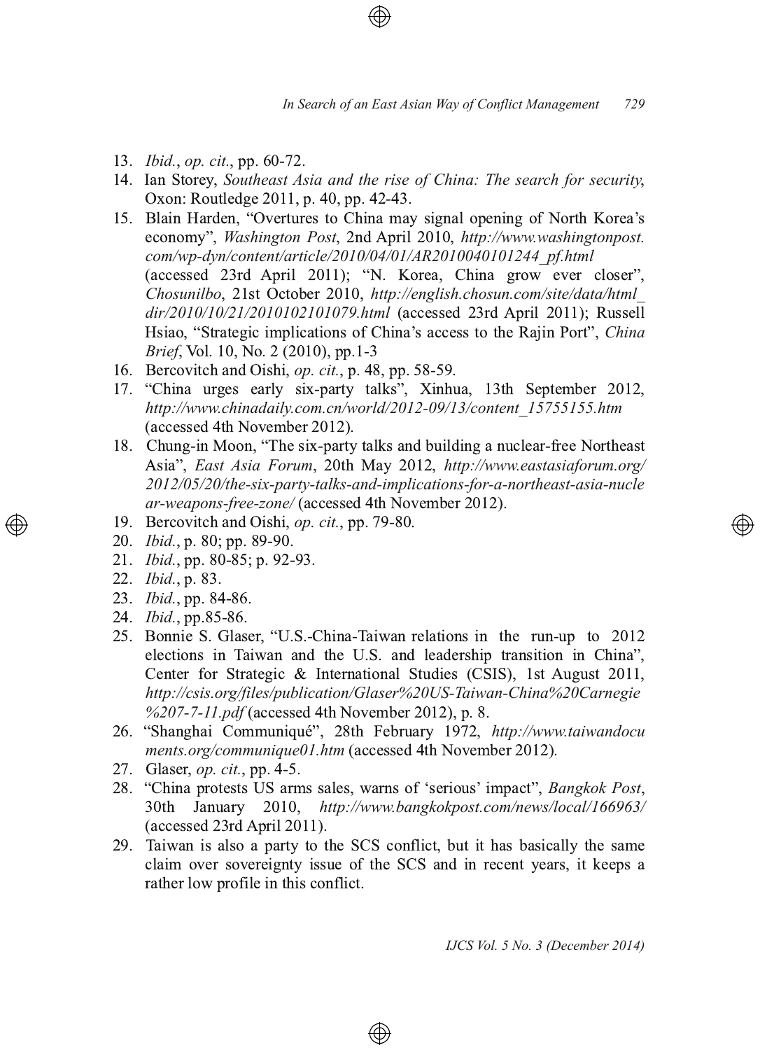13. *Ibid.*, *op. cit.*, pp. 60-72.
14. Ian Storey, *Southeast Asia and the rise of China: The search for security*, Oxon: Routledge 2011, p. 40, pp. 42-43.
15. Blain Harden, "Overtures to China may signal opening of North Korea's economy", *Washington Post*, 2nd April 2010, *http://www.washingtonpost.com/wp-dyn/content/article/2010/04/01/AR2010040101244_pf.html* (accessed 23rd April 2011); "N. Korea, China grow ever closer", *Chosunilbo*, 21st October 2010, *http://english.chosun.com/site/data/html_dir/2010/10/21/2010102101079.html* (accessed 23rd April 2011); Russell Hsiao, "Strategic implications of China's access to the Rajin Port", *China Brief*, Vol. 10, No. 2 (2010), pp.1-3
16. Bercovitch and Oishi, *op. cit.*, p. 48, pp. 58-59.
17. "China urges early six-party talks", Xinhua, 13th September 2012, *http://www.chinadaily.com.cn/world/2012-09/13/content_15755155.htm* (accessed 4th November 2012).
18. Chung-in Moon, "The six-party talks and building a nuclear-free Northeast Asia", *East Asia Forum*, 20th May 2012, *http://www.eastasiaforum.org/2012/05/20/the-six-party-talks-and-implications-for-a-northeast-asia-nuclear-weapons-free-zone/* (accessed 4th November 2012).
19. Bercovitch and Oishi, *op. cit.*, pp. 79-80.
20. *Ibid.*, p. 80; pp. 89-90.
21. *Ibid.*, pp. 80-85; p. 92-93.
22. *Ibid.*, p. 83.
23. *Ibid.*, pp. 84-86.
24. *Ibid.*, pp.85-86.
25. Bonnie S. Glaser, "U.S.-China-Taiwan relations in the run-up to 2012 elections in Taiwan and the U.S. and leadership transition in China", Center for Strategic & International Studies (CSIS), 1st August 2011, *http://csis.org/files/publication/Glaser%20US-Taiwan-China%20Carnegie%207-7-11.pdf* (accessed 4th November 2012), p. 8.
26. "Shanghai Communiqué", 28th February 1972, *http://www.taiwandocuments.org/communique01.htm* (accessed 4th November 2012).
27. Glaser, *op. cit.*, pp. 4-5.
28. "China protests US arms sales, warns of 'serious' impact", *Bangkok Post*, 30th January 2010, *http://www.bangkokpost.com/news/local/166963/* (accessed 23rd April 2011).
29. Taiwan is also a party to the SCS conflict, but it has basically the same claim over sovereignty issue of the SCS and in recent years, it keeps a rather low profile in this conflict.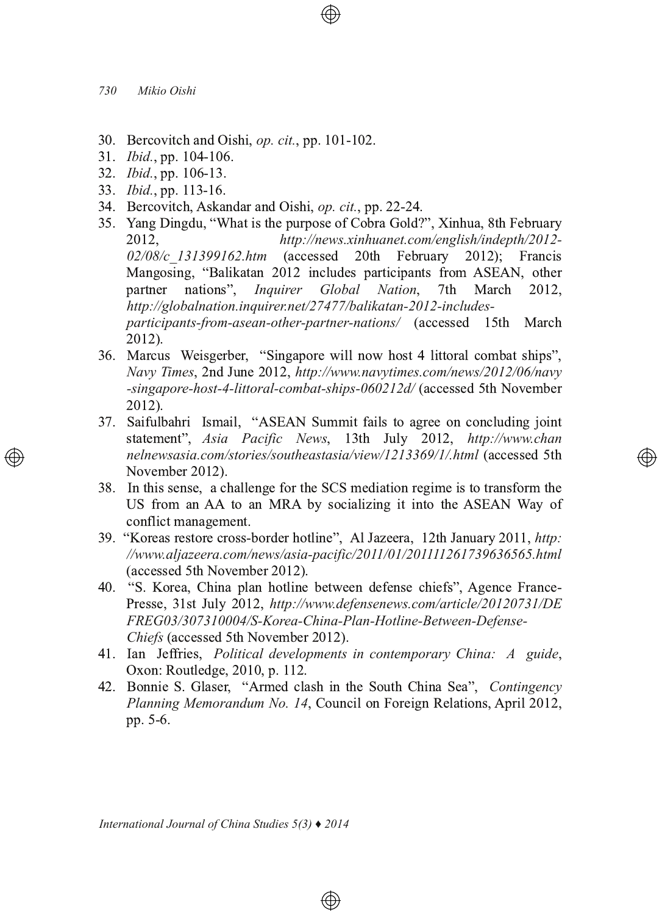30. Bercovitch and Oishi, *op. cit.*, pp. 101-102.
31. *Ibid.*, pp. 104-106.
32. *Ibid.*, pp. 106-13.
33. *Ibid.*, pp. 113-16.
34. Bercovitch, Askandar and Oishi, *op. cit.*, pp. 22-24.
35. Yang Dingdu, "What is the purpose of Cobra Gold?", Xinhua, 8th February 2012, *http://news.xinhuanet.com/english/indepth/2012-02/08/c_131399162.htm* (accessed 20th February 2012); Francis Mangosing, "Balikatan 2012 includes participants from ASEAN, other partner nations", *Inquirer Global Nation*, 7th March 2012, *http://globalnation.inquirer.net/27477/balikatan-2012-includes-participants-from-asean-other-partner-nations/* (accessed 15th March 2012).
36. Marcus Weisgerber, "Singapore will now host 4 littoral combat ships", *Navy Times*, 2nd June 2012, *http://www.navytimes.com/news/2012/06/navy-singapore-host-4-littoral-combat-ships-060212d/* (accessed 5th November 2012).
37. Saifulbahri Ismail, "ASEAN Summit fails to agree on concluding joint statement", *Asia Pacific News*, 13th July 2012, *http://www.channelnewsasia.com/stories/southeastasia/view/1213369/1/.html* (accessed 5th November 2012).
38. In this sense, a challenge for the SCS mediation regime is to transform the US from an AA to an MRA by socializing it into the ASEAN Way of conflict management.
39. "Koreas restore cross-border hotline", Al Jazeera, 12th January 2011, *http://www.aljazeera.com/news/asia-pacific/2011/01/201111261739636565.html* (accessed 5th November 2012).
40. "S. Korea, China plan hotline between defense chiefs", Agence France-Presse, 31st July 2012, *http://www.defensenews.com/article/20120731/DEFREG03/307310004/S-Korea-China-Plan-Hotline-Between-Defense-Chiefs* (accessed 5th November 2012).
41. Ian Jeffries, *Political developments in contemporary China: A guide*, Oxon: Routledge, 2010, p. 112.
42. Bonnie S. Glaser, "Armed clash in the South China Sea", *Contingency Planning Memorandum No. 14*, Council on Foreign Relations, April 2012, pp. 5-6.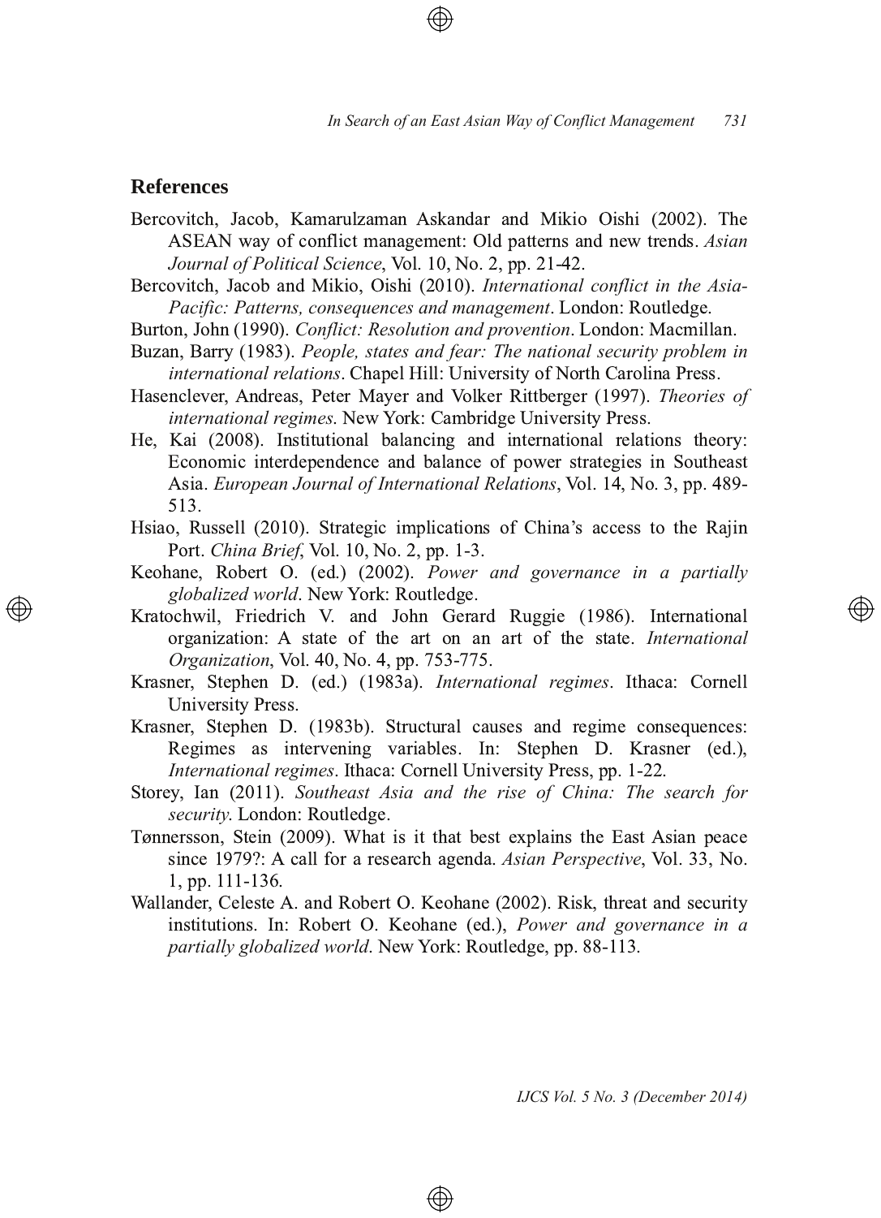## References

Bercovitch, Jacob, Kamarulzaman Askandar and Mikio Oishi (2002). The ASEAN way of conflict management: Old patterns and new trends. *Asian Journal of Political Science*, Vol. 10, No. 2, pp. 21-42.

Bercovitch, Jacob and Mikio, Oishi (2010). *International conflict in the Asia-Pacific: Patterns, consequences and management*. London: Routledge.

Burton, John (1990). *Conflict: Resolution and provention*. London: Macmillan.

Buzan, Barry (1983). *People, states and fear: The national security problem in international relations*. Chapel Hill: University of North Carolina Press.

Hasenclever, Andreas, Peter Mayer and Volker Rittberger (1997). *Theories of international regimes*. New York: Cambridge University Press.

He, Kai (2008). Institutional balancing and international relations theory: Economic interdependence and balance of power strategies in Southeast Asia. *European Journal of International Relations*, Vol. 14, No. 3, pp. 489-513.

Hsiao, Russell (2010). Strategic implications of China's access to the Rajin Port. *China Brief*, Vol. 10, No. 2, pp. 1-3.

Keohane, Robert O. (ed.) (2002). *Power and governance in a partially globalized world*. New York: Routledge.

Kratochwil, Friedrich V. and John Gerard Ruggie (1986). International organization: A state of the art on an art of the state. *International Organization*, Vol. 40, No. 4, pp. 753-775.

Krasner, Stephen D. (ed.) (1983a). *International regimes*. Ithaca: Cornell University Press.

Krasner, Stephen D. (1983b). Structural causes and regime consequences: Regimes as intervening variables. In: Stephen D. Krasner (ed.), *International regimes*. Ithaca: Cornell University Press, pp. 1-22.

Storey, Ian (2011). *Southeast Asia and the rise of China: The search for security*. London: Routledge.

Tønnersson, Stein (2009). What is it that best explains the East Asian peace since 1979?: A call for a research agenda. *Asian Perspective*, Vol. 33, No. 1, pp. 111-136.

Wallander, Celeste A. and Robert O. Keohane (2002). Risk, threat and security institutions. In: Robert O. Keohane (ed.), *Power and governance in a partially globalized world*. New York: Routledge, pp. 88-113.